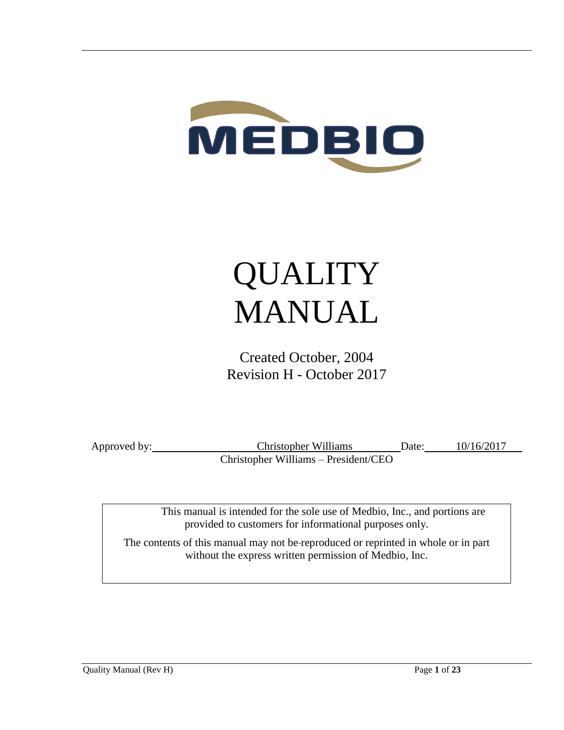MEDBIO

# QUALITY MANUAL

Created October, 2004
Revision H - October 2017

Approved by: Christopher Williams Date: 10/16/2017
Christopher Williams – President/CEO

This manual is intended for the sole use of Medbio, Inc., and portions are provided to customers for informational purposes only.

The contents of this manual may not be reproduced or reprinted in whole or in part without the express written permission of Medbio, Inc.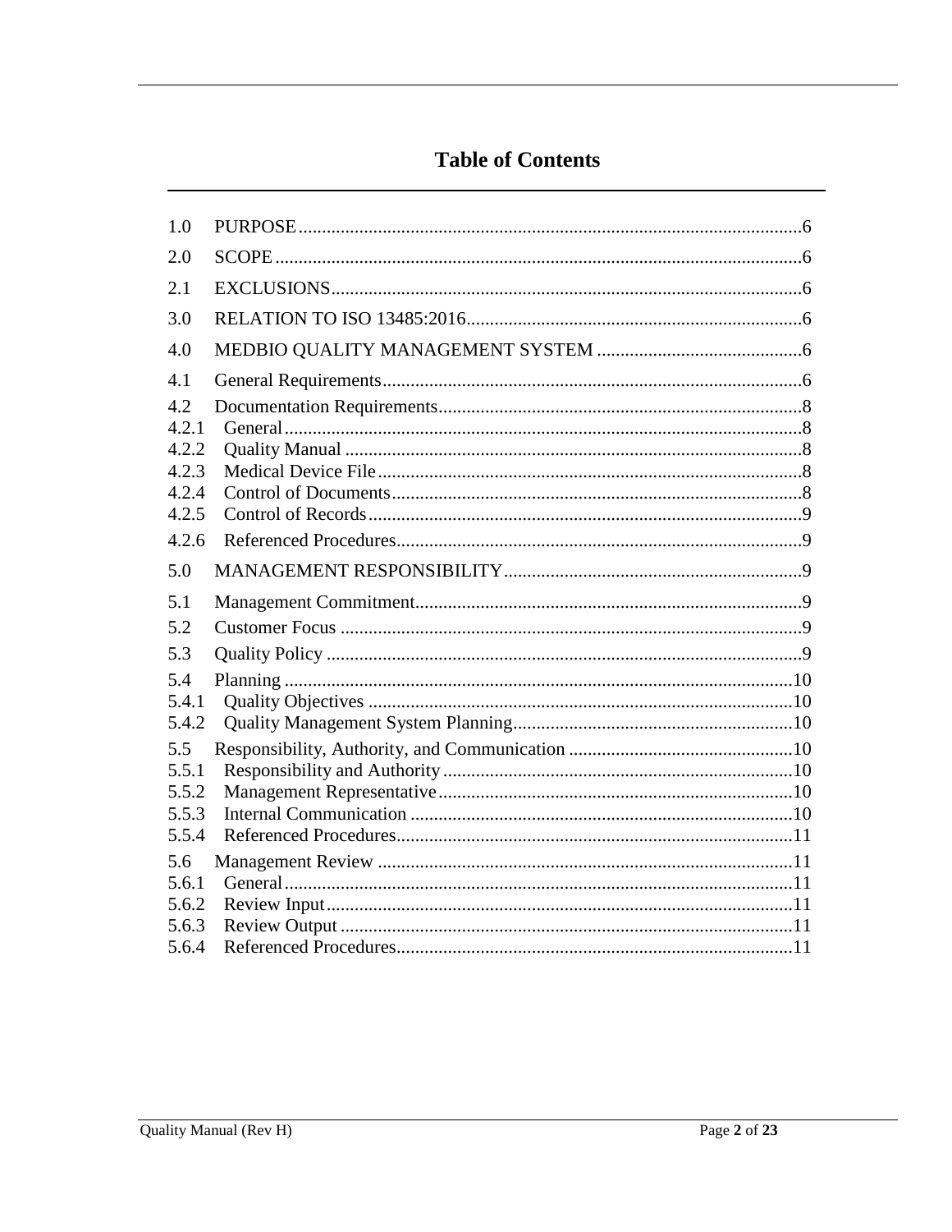# Table of Contents

| | | |
|---|---|---|
| 1.0 | PURPOSE | 6 |
| 2.0 | SCOPE | 6 |
| 2.1 | EXCLUSIONS | 6 |
| 3.0 | RELATION TO ISO 13485:2016 | 6 |
| 4.0 | MEDBIO QUALITY MANAGEMENT SYSTEM | 6 |
| 4.1 | General Requirements | 6 |
| 4.2 | Documentation Requirements | 8 |
| 4.2.1 | General | 8 |
| 4.2.2 | Quality Manual | 8 |
| 4.2.3 | Medical Device File | 8 |
| 4.2.4 | Control of Documents | 8 |
| 4.2.5 | Control of Records | 9 |
| 4.2.6 | Referenced Procedures | 9 |
| 5.0 | MANAGEMENT RESPONSIBILITY | 9 |
| 5.1 | Management Commitment | 9 |
| 5.2 | Customer Focus | 9 |
| 5.3 | Quality Policy | 9 |
| 5.4 | Planning | 10 |
| 5.4.1 | Quality Objectives | 10 |
| 5.4.2 | Quality Management System Planning | 10 |
| 5.5 | Responsibility, Authority, and Communication | 10 |
| 5.5.1 | Responsibility and Authority | 10 |
| 5.5.2 | Management Representative | 10 |
| 5.5.3 | Internal Communication | 10 |
| 5.5.4 | Referenced Procedures | 11 |
| 5.6 | Management Review | 11 |
| 5.6.1 | General | 11 |
| 5.6.2 | Review Input | 11 |
| 5.6.3 | Review Output | 11 |
| 5.6.4 | Referenced Procedures | 11 |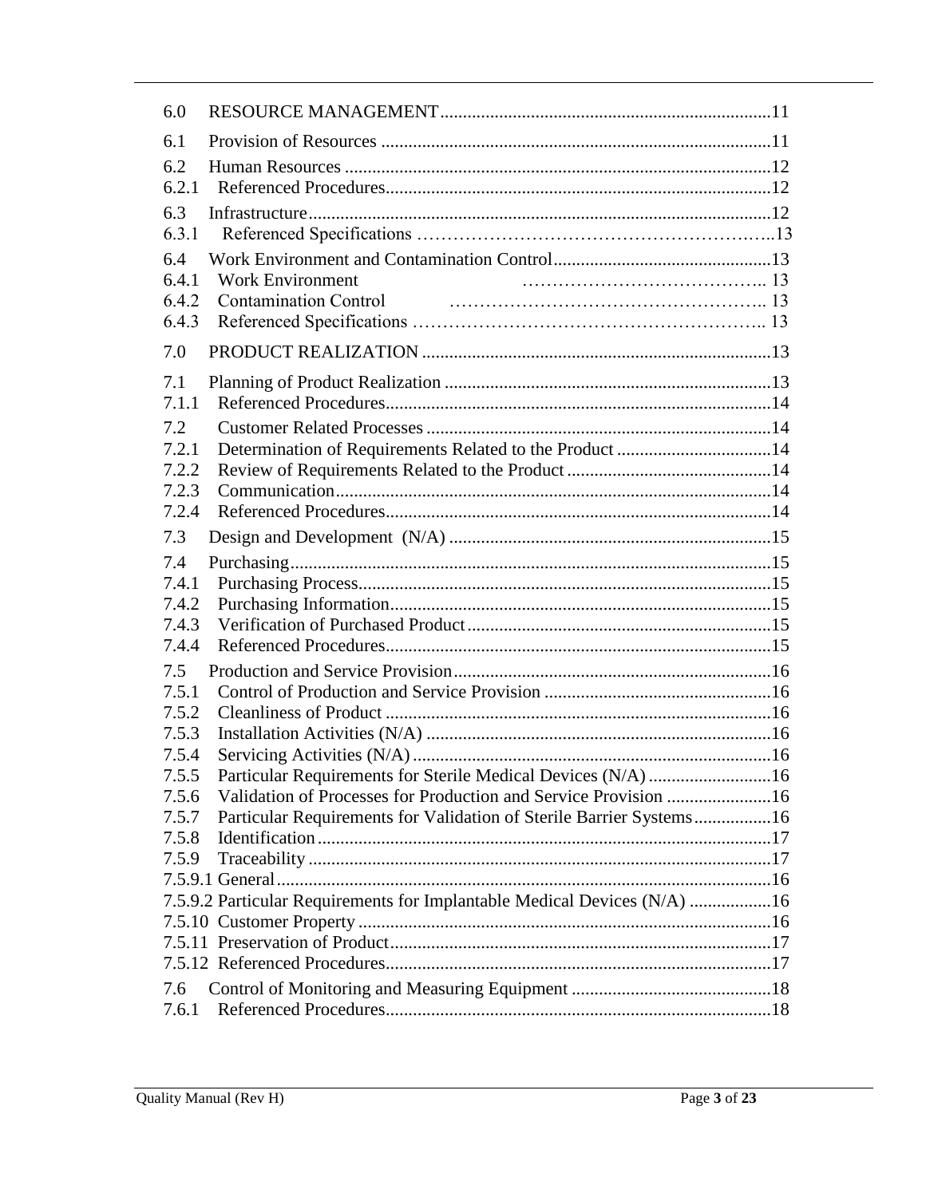| | | |
|---|---|---|
| 6.0 | RESOURCE MANAGEMENT | 11 |
| 6.1 | Provision of Resources | 11 |
| 6.2 | Human Resources | 12 |
| 6.2.1 | Referenced Procedures | 12 |
| 6.3 | Infrastructure | 12 |
| 6.3.1 | Referenced Specifications | 13 |
| 6.4 | Work Environment and Contamination Control | 13 |
| 6.4.1 | Work Environment | 13 |
| 6.4.2 | Contamination Control | 13 |
| 6.4.3 | Referenced Specifications | 13 |
| 7.0 | PRODUCT REALIZATION | 13 |
| 7.1 | Planning of Product Realization | 13 |
| 7.1.1 | Referenced Procedures | 14 |
| 7.2 | Customer Related Processes | 14 |
| 7.2.1 | Determination of Requirements Related to the Product | 14 |
| 7.2.2 | Review of Requirements Related to the Product | 14 |
| 7.2.3 | Communication | 14 |
| 7.2.4 | Referenced Procedures | 14 |
| 7.3 | Design and Development (N/A) | 15 |
| 7.4 | Purchasing | 15 |
| 7.4.1 | Purchasing Process | 15 |
| 7.4.2 | Purchasing Information | 15 |
| 7.4.3 | Verification of Purchased Product | 15 |
| 7.4.4 | Referenced Procedures | 15 |
| 7.5 | Production and Service Provision | 16 |
| 7.5.1 | Control of Production and Service Provision | 16 |
| 7.5.2 | Cleanliness of Product | 16 |
| 7.5.3 | Installation Activities (N/A) | 16 |
| 7.5.4 | Servicing Activities (N/A) | 16 |
| 7.5.5 | Particular Requirements for Sterile Medical Devices (N/A) | 16 |
| 7.5.6 | Validation of Processes for Production and Service Provision | 16 |
| 7.5.7 | Particular Requirements for Validation of Sterile Barrier Systems | 16 |
| 7.5.8 | Identification | 17 |
| 7.5.9 | Traceability | 17 |
| 7.5.9.1 | General | 16 |
| 7.5.9.2 | Particular Requirements for Implantable Medical Devices (N/A) | 16 |
| 7.5.10 | Customer Property | 16 |
| 7.5.11 | Preservation of Product | 17 |
| 7.5.12 | Referenced Procedures | 17 |
| 7.6 | Control of Monitoring and Measuring Equipment | 18 |
| 7.6.1 | Referenced Procedures | 18 |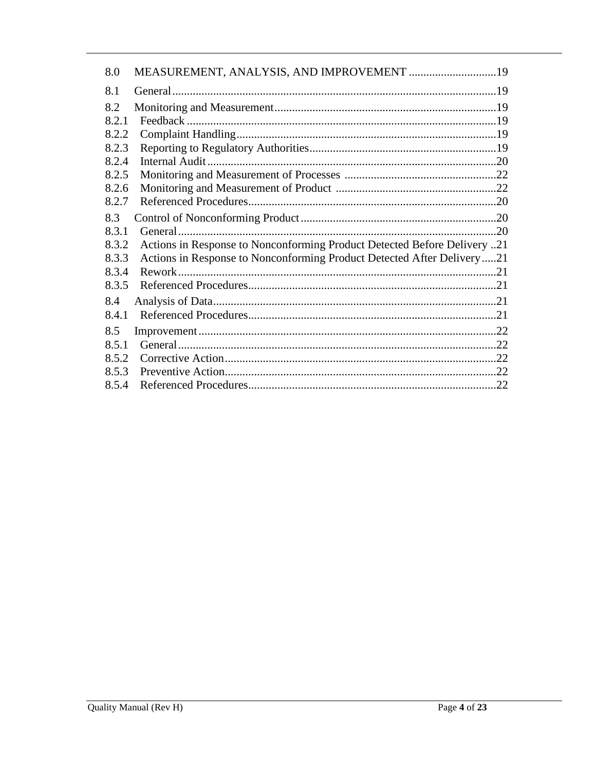8.0 MEASUREMENT, ANALYSIS, AND IMPROVEMENT .............................19

8.1 General .............................................................................................19

8.2 Monitoring and Measurement ..........................................................19
8.2.1 Feedback ........................................................................................19
8.2.2 Complaint Handling .......................................................................19
8.2.3 Reporting to Regulatory Authorities ..............................................19
8.2.4 Internal Audit .................................................................................20
8.2.5 Monitoring and Measurement of Processes ...................................22
8.2.6 Monitoring and Measurement of Product .....................................22
8.2.7 Referenced Procedures ...................................................................20

8.3 Control of Nonconforming Product ..................................................20
8.3.1 General ...........................................................................................20
8.3.2 Actions in Response to Nonconforming Product Detected Before Delivery ..21
8.3.3 Actions in Response to Nonconforming Product Detected After Delivery .....21
8.3.4 Rework ...........................................................................................21
8.3.5 Referenced Procedures ...................................................................21

8.4 Analysis of Data ...............................................................................21
8.4.1 Referenced Procedures ...................................................................21

8.5 Improvement ....................................................................................22
8.5.1 General ...........................................................................................22
8.5.2 Corrective Action ...........................................................................22
8.5.3 Preventive Action ...........................................................................22
8.5.4 Referenced Procedures ...................................................................22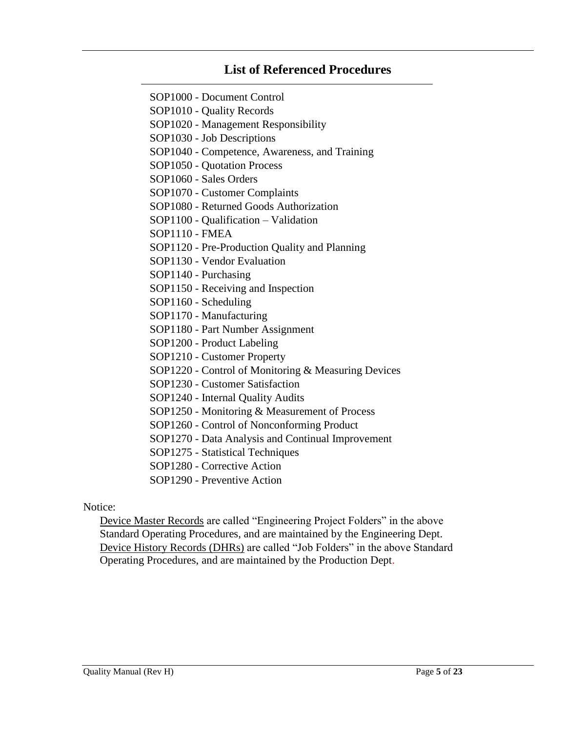## List of Referenced Procedures

SOP1000 - Document Control
SOP1010 - Quality Records
SOP1020 - Management Responsibility
SOP1030 - Job Descriptions
SOP1040 - Competence, Awareness, and Training
SOP1050 - Quotation Process
SOP1060 - Sales Orders
SOP1070 - Customer Complaints
SOP1080 - Returned Goods Authorization
SOP1100 - Qualification – Validation
SOP1110 - FMEA
SOP1120 - Pre-Production Quality and Planning
SOP1130 - Vendor Evaluation
SOP1140 - Purchasing
SOP1150 - Receiving and Inspection
SOP1160 - Scheduling
SOP1170 - Manufacturing
SOP1180 - Part Number Assignment
SOP1200 - Product Labeling
SOP1210 - Customer Property
SOP1220 - Control of Monitoring & Measuring Devices
SOP1230 - Customer Satisfaction
SOP1240 - Internal Quality Audits
SOP1250 - Monitoring & Measurement of Process
SOP1260 - Control of Nonconforming Product
SOP1270 - Data Analysis and Continual Improvement
SOP1275 - Statistical Techniques
SOP1280 - Corrective Action
SOP1290 - Preventive Action

Notice:

Device Master Records are called "Engineering Project Folders" in the above Standard Operating Procedures, and are maintained by the Engineering Dept.
Device History Records (DHRs) are called "Job Folders" in the above Standard Operating Procedures, and are maintained by the Production Dept.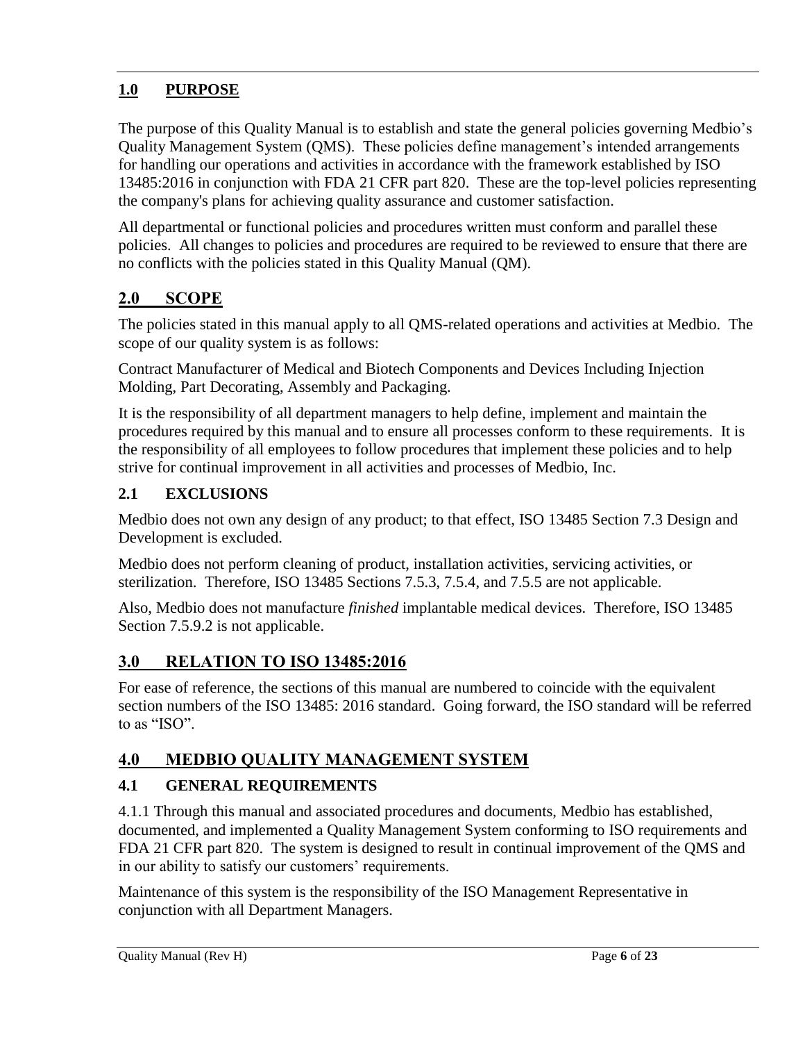## 1.0 PURPOSE

The purpose of this Quality Manual is to establish and state the general policies governing Medbio's Quality Management System (QMS). These policies define management's intended arrangements for handling our operations and activities in accordance with the framework established by ISO 13485:2016 in conjunction with FDA 21 CFR part 820. These are the top-level policies representing the company's plans for achieving quality assurance and customer satisfaction.

All departmental or functional policies and procedures written must conform and parallel these policies. All changes to policies and procedures are required to be reviewed to ensure that there are no conflicts with the policies stated in this Quality Manual (QM).

## 2.0 SCOPE

The policies stated in this manual apply to all QMS-related operations and activities at Medbio. The scope of our quality system is as follows:

Contract Manufacturer of Medical and Biotech Components and Devices Including Injection Molding, Part Decorating, Assembly and Packaging.

It is the responsibility of all department managers to help define, implement and maintain the procedures required by this manual and to ensure all processes conform to these requirements. It is the responsibility of all employees to follow procedures that implement these policies and to help strive for continual improvement in all activities and processes of Medbio, Inc.

### 2.1 EXCLUSIONS

Medbio does not own any design of any product; to that effect, ISO 13485 Section 7.3 Design and Development is excluded.

Medbio does not perform cleaning of product, installation activities, servicing activities, or sterilization. Therefore, ISO 13485 Sections 7.5.3, 7.5.4, and 7.5.5 are not applicable.

Also, Medbio does not manufacture *finished* implantable medical devices. Therefore, ISO 13485 Section 7.5.9.2 is not applicable.

## 3.0 RELATION TO ISO 13485:2016

For ease of reference, the sections of this manual are numbered to coincide with the equivalent section numbers of the ISO 13485: 2016 standard. Going forward, the ISO standard will be referred to as "ISO".

## 4.0 MEDBIO QUALITY MANAGEMENT SYSTEM

### 4.1 GENERAL REQUIREMENTS

4.1.1 Through this manual and associated procedures and documents, Medbio has established, documented, and implemented a Quality Management System conforming to ISO requirements and FDA 21 CFR part 820. The system is designed to result in continual improvement of the QMS and in our ability to satisfy our customers' requirements.

Maintenance of this system is the responsibility of the ISO Management Representative in conjunction with all Department Managers.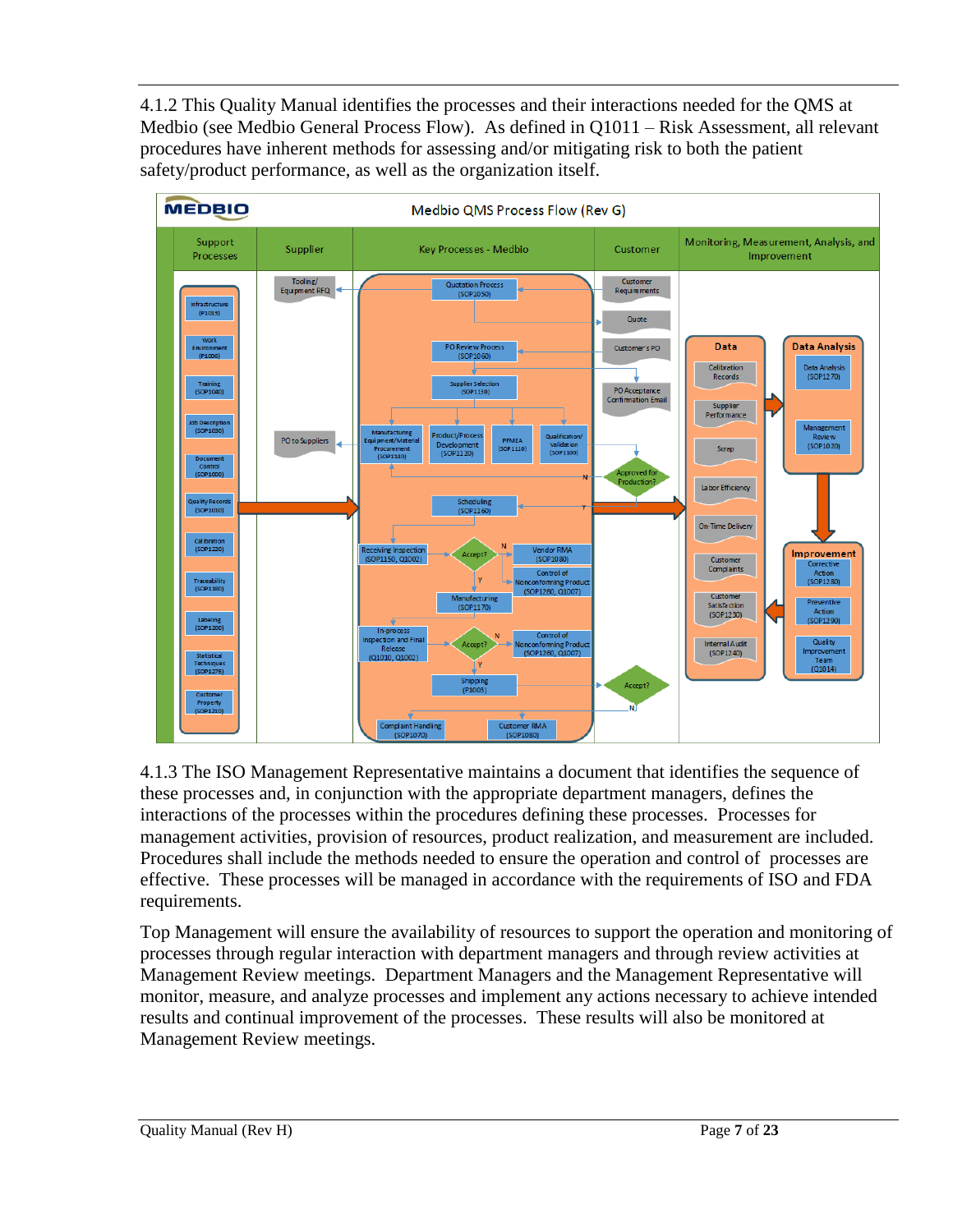4.1.2 This Quality Manual identifies the processes and their interactions needed for the QMS at Medbio (see Medbio General Process Flow). As defined in Q1011 – Risk Assessment, all relevant procedures have inherent methods for assessing and/or mitigating risk to both the patient safety/product performance, as well as the organization itself.

4.1.3 The ISO Management Representative maintains a document that identifies the sequence of these processes and, in conjunction with the appropriate department managers, defines the interactions of the processes within the procedures defining these processes. Processes for management activities, provision of resources, product realization, and measurement are included. Procedures shall include the methods needed to ensure the operation and control of processes are effective. These processes will be managed in accordance with the requirements of ISO and FDA requirements.

Top Management will ensure the availability of resources to support the operation and monitoring of processes through regular interaction with department managers and through review activities at Management Review meetings. Department Managers and the Management Representative will monitor, measure, and analyze processes and implement any actions necessary to achieve intended results and continual improvement of the processes. These results will also be monitored at Management Review meetings.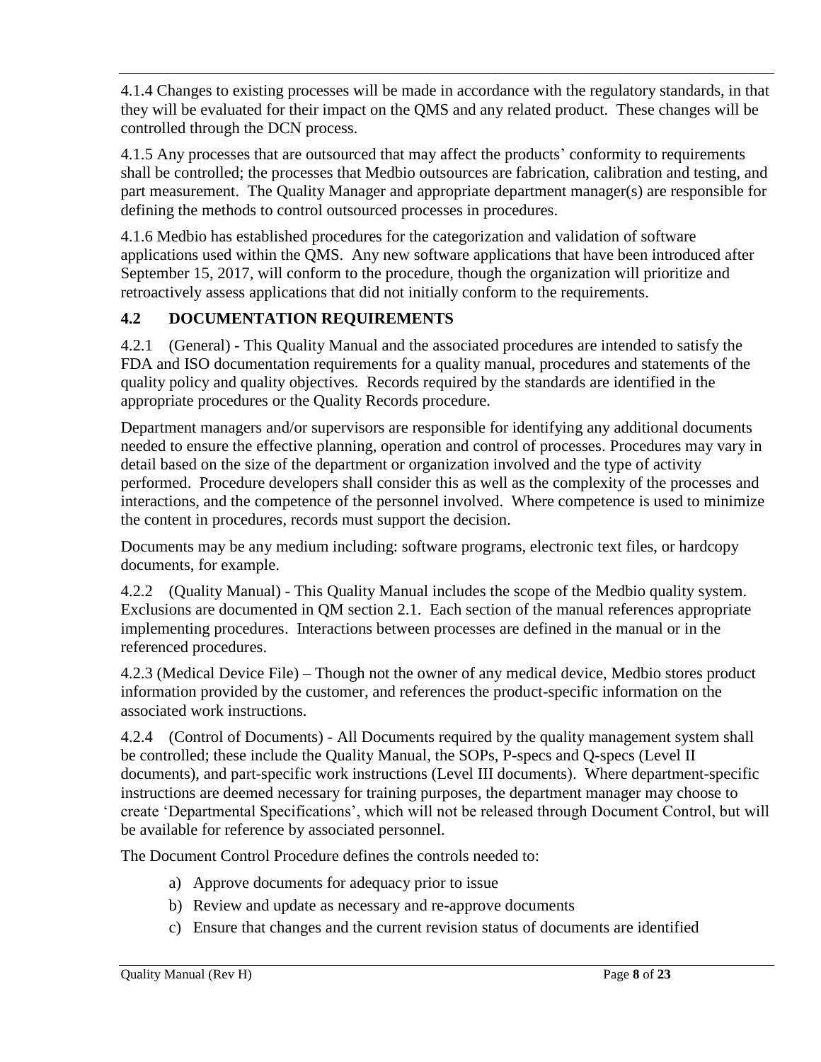4.1.4 Changes to existing processes will be made in accordance with the regulatory standards, in that they will be evaluated for their impact on the QMS and any related product. These changes will be controlled through the DCN process.

4.1.5 Any processes that are outsourced that may affect the products' conformity to requirements shall be controlled; the processes that Medbio outsources are fabrication, calibration and testing, and part measurement. The Quality Manager and appropriate department manager(s) are responsible for defining the methods to control outsourced processes in procedures.

4.1.6 Medbio has established procedures for the categorization and validation of software applications used within the QMS. Any new software applications that have been introduced after September 15, 2017, will conform to the procedure, though the organization will prioritize and retroactively assess applications that did not initially conform to the requirements.

## 4.2 DOCUMENTATION REQUIREMENTS

4.2.1 (General) - This Quality Manual and the associated procedures are intended to satisfy the FDA and ISO documentation requirements for a quality manual, procedures and statements of the quality policy and quality objectives. Records required by the standards are identified in the appropriate procedures or the Quality Records procedure.

Department managers and/or supervisors are responsible for identifying any additional documents needed to ensure the effective planning, operation and control of processes. Procedures may vary in detail based on the size of the department or organization involved and the type of activity performed. Procedure developers shall consider this as well as the complexity of the processes and interactions, and the competence of the personnel involved. Where competence is used to minimize the content in procedures, records must support the decision.

Documents may be any medium including: software programs, electronic text files, or hardcopy documents, for example.

4.2.2 (Quality Manual) - This Quality Manual includes the scope of the Medbio quality system. Exclusions are documented in QM section 2.1. Each section of the manual references appropriate implementing procedures. Interactions between processes are defined in the manual or in the referenced procedures.

4.2.3 (Medical Device File) – Though not the owner of any medical device, Medbio stores product information provided by the customer, and references the product-specific information on the associated work instructions.

4.2.4 (Control of Documents) - All Documents required by the quality management system shall be controlled; these include the Quality Manual, the SOPs, P-specs and Q-specs (Level II documents), and part-specific work instructions (Level III documents). Where department-specific instructions are deemed necessary for training purposes, the department manager may choose to create 'Departmental Specifications', which will not be released through Document Control, but will be available for reference by associated personnel.

The Document Control Procedure defines the controls needed to:

a) Approve documents for adequacy prior to issue
b) Review and update as necessary and re-approve documents
c) Ensure that changes and the current revision status of documents are identified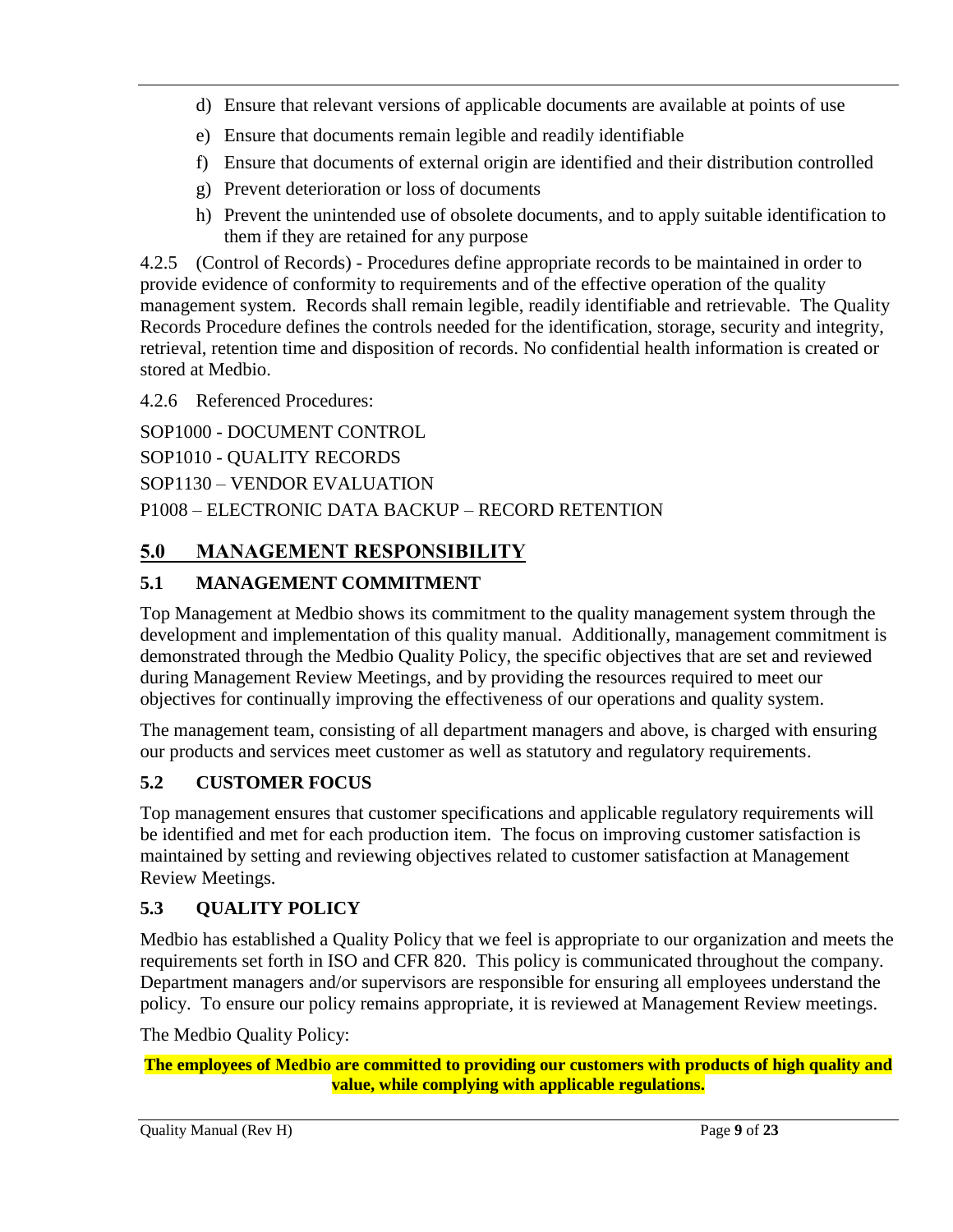d) Ensure that relevant versions of applicable documents are available at points of use
e) Ensure that documents remain legible and readily identifiable
f) Ensure that documents of external origin are identified and their distribution controlled
g) Prevent deterioration or loss of documents
h) Prevent the unintended use of obsolete documents, and to apply suitable identification to them if they are retained for any purpose

4.2.5 (Control of Records) - Procedures define appropriate records to be maintained in order to provide evidence of conformity to requirements and of the effective operation of the quality management system. Records shall remain legible, readily identifiable and retrievable. The Quality Records Procedure defines the controls needed for the identification, storage, security and integrity, retrieval, retention time and disposition of records. No confidential health information is created or stored at Medbio.

4.2.6 Referenced Procedures:

SOP1000 - DOCUMENT CONTROL

SOP1010 - QUALITY RECORDS

SOP1130 – VENDOR EVALUATION

P1008 – ELECTRONIC DATA BACKUP – RECORD RETENTION

# 5.0 MANAGEMENT RESPONSIBILITY

## 5.1 MANAGEMENT COMMITMENT

Top Management at Medbio shows its commitment to the quality management system through the development and implementation of this quality manual. Additionally, management commitment is demonstrated through the Medbio Quality Policy, the specific objectives that are set and reviewed during Management Review Meetings, and by providing the resources required to meet our objectives for continually improving the effectiveness of our operations and quality system.

The management team, consisting of all department managers and above, is charged with ensuring our products and services meet customer as well as statutory and regulatory requirements.

## 5.2 CUSTOMER FOCUS

Top management ensures that customer specifications and applicable regulatory requirements will be identified and met for each production item. The focus on improving customer satisfaction is maintained by setting and reviewing objectives related to customer satisfaction at Management Review Meetings.

## 5.3 QUALITY POLICY

Medbio has established a Quality Policy that we feel is appropriate to our organization and meets the requirements set forth in ISO and CFR 820. This policy is communicated throughout the company. Department managers and/or supervisors are responsible for ensuring all employees understand the policy. To ensure our policy remains appropriate, it is reviewed at Management Review meetings.

The Medbio Quality Policy:

**The employees of Medbio are committed to providing our customers with products of high quality and value, while complying with applicable regulations.**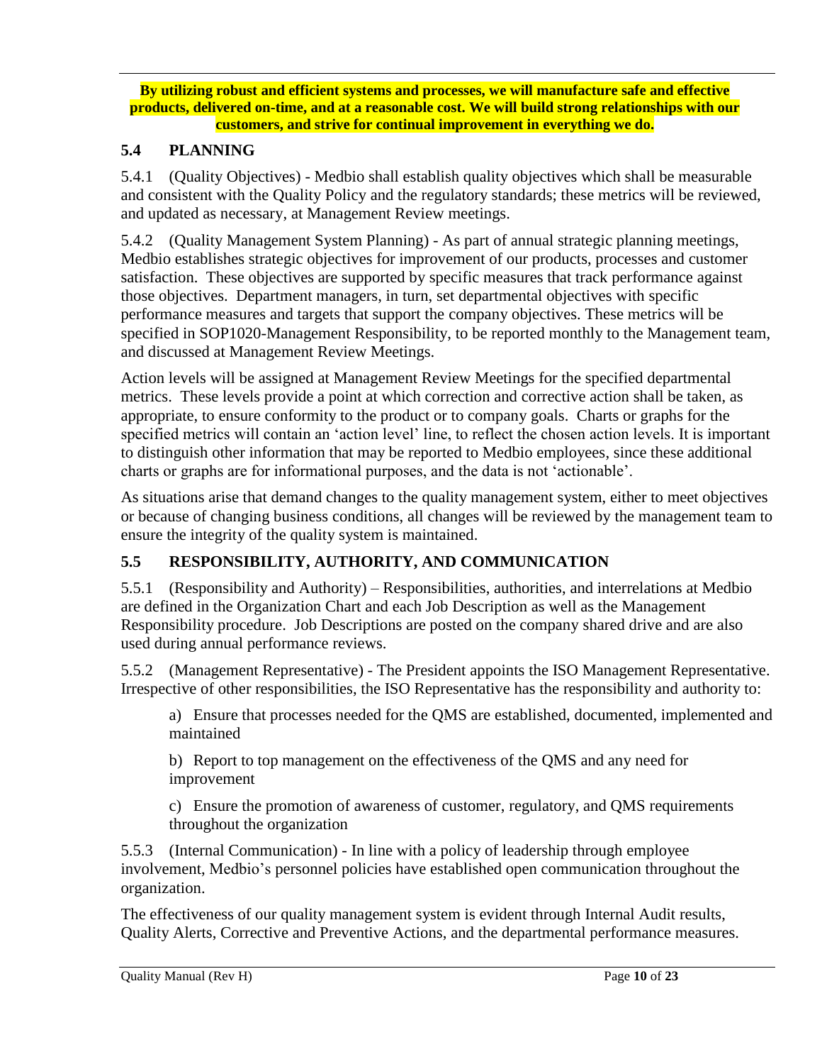**By utilizing robust and efficient systems and processes, we will manufacture safe and effective products, delivered on-time, and at a reasonable cost. We will build strong relationships with our customers, and strive for continual improvement in everything we do.**

## 5.4 PLANNING

5.4.1 (Quality Objectives) - Medbio shall establish quality objectives which shall be measurable and consistent with the Quality Policy and the regulatory standards; these metrics will be reviewed, and updated as necessary, at Management Review meetings.

5.4.2 (Quality Management System Planning) - As part of annual strategic planning meetings, Medbio establishes strategic objectives for improvement of our products, processes and customer satisfaction. These objectives are supported by specific measures that track performance against those objectives. Department managers, in turn, set departmental objectives with specific performance measures and targets that support the company objectives. These metrics will be specified in SOP1020-Management Responsibility, to be reported monthly to the Management team, and discussed at Management Review Meetings.

Action levels will be assigned at Management Review Meetings for the specified departmental metrics. These levels provide a point at which correction and corrective action shall be taken, as appropriate, to ensure conformity to the product or to company goals. Charts or graphs for the specified metrics will contain an 'action level' line, to reflect the chosen action levels. It is important to distinguish other information that may be reported to Medbio employees, since these additional charts or graphs are for informational purposes, and the data is not 'actionable'.

As situations arise that demand changes to the quality management system, either to meet objectives or because of changing business conditions, all changes will be reviewed by the management team to ensure the integrity of the quality system is maintained.

## 5.5 RESPONSIBILITY, AUTHORITY, AND COMMUNICATION

5.5.1 (Responsibility and Authority) – Responsibilities, authorities, and interrelations at Medbio are defined in the Organization Chart and each Job Description as well as the Management Responsibility procedure. Job Descriptions are posted on the company shared drive and are also used during annual performance reviews.

5.5.2 (Management Representative) - The President appoints the ISO Management Representative. Irrespective of other responsibilities, the ISO Representative has the responsibility and authority to:

a) Ensure that processes needed for the QMS are established, documented, implemented and maintained

b) Report to top management on the effectiveness of the QMS and any need for improvement

c) Ensure the promotion of awareness of customer, regulatory, and QMS requirements throughout the organization

5.5.3 (Internal Communication) - In line with a policy of leadership through employee involvement, Medbio's personnel policies have established open communication throughout the organization.

The effectiveness of our quality management system is evident through Internal Audit results, Quality Alerts, Corrective and Preventive Actions, and the departmental performance measures.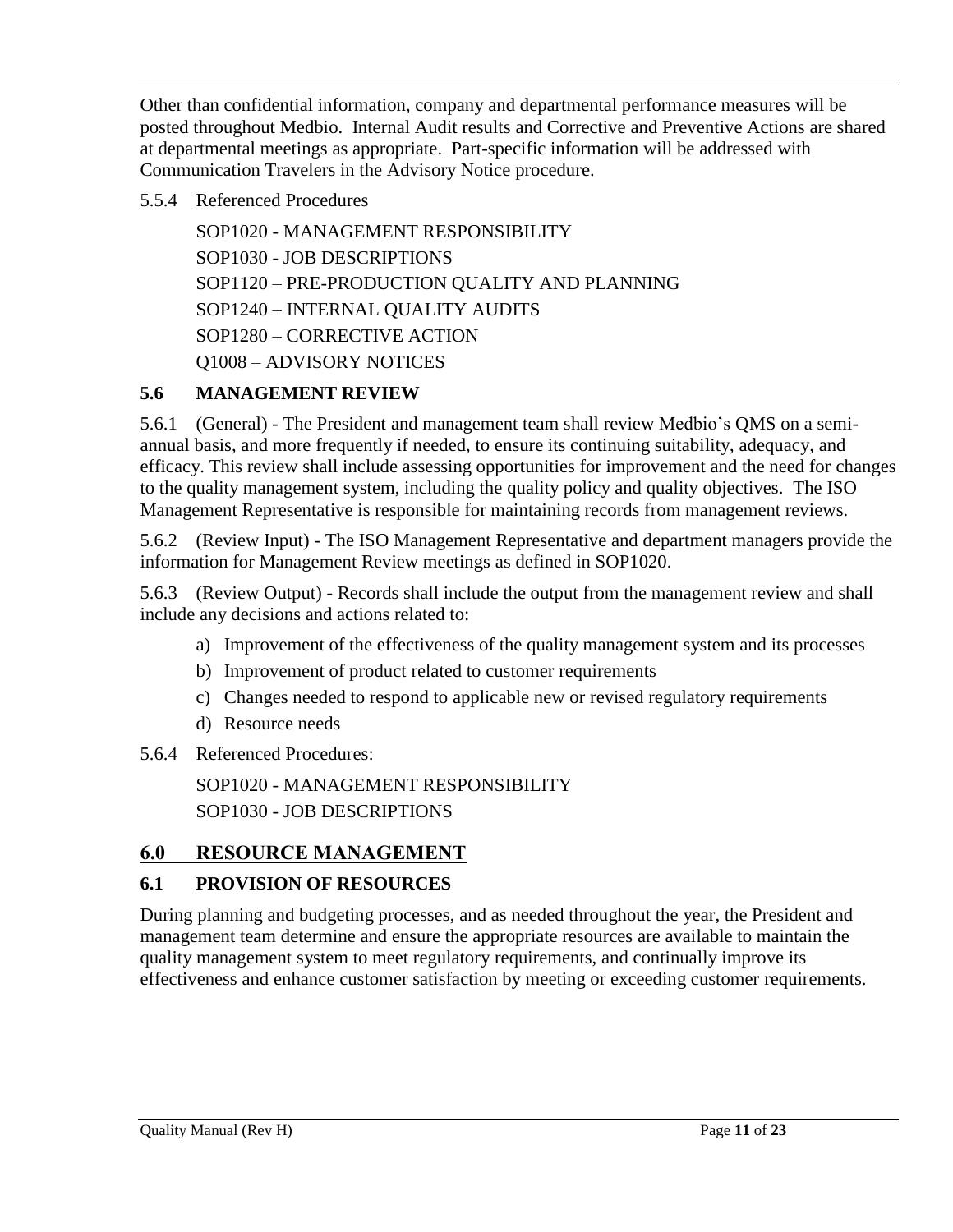Other than confidential information, company and departmental performance measures will be posted throughout Medbio. Internal Audit results and Corrective and Preventive Actions are shared at departmental meetings as appropriate. Part-specific information will be addressed with Communication Travelers in the Advisory Notice procedure.

5.5.4 Referenced Procedures

SOP1020 - MANAGEMENT RESPONSIBILITY
SOP1030 - JOB DESCRIPTIONS
SOP1120 – PRE-PRODUCTION QUALITY AND PLANNING
SOP1240 – INTERNAL QUALITY AUDITS
SOP1280 – CORRECTIVE ACTION
Q1008 – ADVISORY NOTICES

### 5.6 MANAGEMENT REVIEW

5.6.1 (General) - The President and management team shall review Medbio's QMS on a semi-annual basis, and more frequently if needed, to ensure its continuing suitability, adequacy, and efficacy. This review shall include assessing opportunities for improvement and the need for changes to the quality management system, including the quality policy and quality objectives. The ISO Management Representative is responsible for maintaining records from management reviews.

5.6.2 (Review Input) - The ISO Management Representative and department managers provide the information for Management Review meetings as defined in SOP1020.

5.6.3 (Review Output) - Records shall include the output from the management review and shall include any decisions and actions related to:

a) Improvement of the effectiveness of the quality management system and its processes
b) Improvement of product related to customer requirements
c) Changes needed to respond to applicable new or revised regulatory requirements
d) Resource needs

5.6.4 Referenced Procedures:

SOP1020 - MANAGEMENT RESPONSIBILITY
SOP1030 - JOB DESCRIPTIONS

## 6.0 RESOURCE MANAGEMENT

### 6.1 PROVISION OF RESOURCES

During planning and budgeting processes, and as needed throughout the year, the President and management team determine and ensure the appropriate resources are available to maintain the quality management system to meet regulatory requirements, and continually improve its effectiveness and enhance customer satisfaction by meeting or exceeding customer requirements.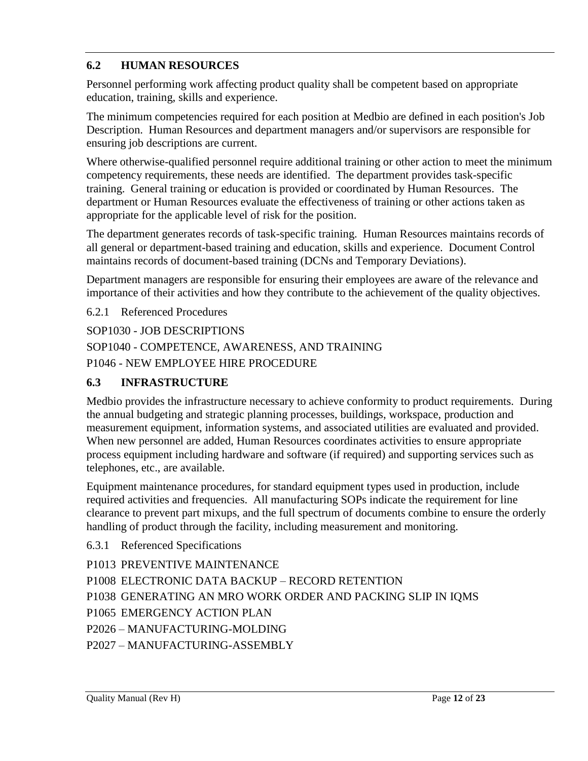## 6.2 HUMAN RESOURCES

Personnel performing work affecting product quality shall be competent based on appropriate education, training, skills and experience.

The minimum competencies required for each position at Medbio are defined in each position's Job Description. Human Resources and department managers and/or supervisors are responsible for ensuring job descriptions are current.

Where otherwise-qualified personnel require additional training or other action to meet the minimum competency requirements, these needs are identified. The department provides task-specific training. General training or education is provided or coordinated by Human Resources. The department or Human Resources evaluate the effectiveness of training or other actions taken as appropriate for the applicable level of risk for the position.

The department generates records of task-specific training. Human Resources maintains records of all general or department-based training and education, skills and experience. Document Control maintains records of document-based training (DCNs and Temporary Deviations).

Department managers are responsible for ensuring their employees are aware of the relevance and importance of their activities and how they contribute to the achievement of the quality objectives.

### 6.2.1 Referenced Procedures

SOP1030 - JOB DESCRIPTIONS

SOP1040 - COMPETENCE, AWARENESS, AND TRAINING

P1046 - NEW EMPLOYEE HIRE PROCEDURE

## 6.3 INFRASTRUCTURE

Medbio provides the infrastructure necessary to achieve conformity to product requirements. During the annual budgeting and strategic planning processes, buildings, workspace, production and measurement equipment, information systems, and associated utilities are evaluated and provided. When new personnel are added, Human Resources coordinates activities to ensure appropriate process equipment including hardware and software (if required) and supporting services such as telephones, etc., are available.

Equipment maintenance procedures, for standard equipment types used in production, include required activities and frequencies. All manufacturing SOPs indicate the requirement for line clearance to prevent part mixups, and the full spectrum of documents combine to ensure the orderly handling of product through the facility, including measurement and monitoring.

### 6.3.1 Referenced Specifications

P1013 PREVENTIVE MAINTENANCE

P1008 ELECTRONIC DATA BACKUP – RECORD RETENTION

P1038 GENERATING AN MRO WORK ORDER AND PACKING SLIP IN IQMS

P1065 EMERGENCY ACTION PLAN

P2026 – MANUFACTURING-MOLDING

P2027 – MANUFACTURING-ASSEMBLY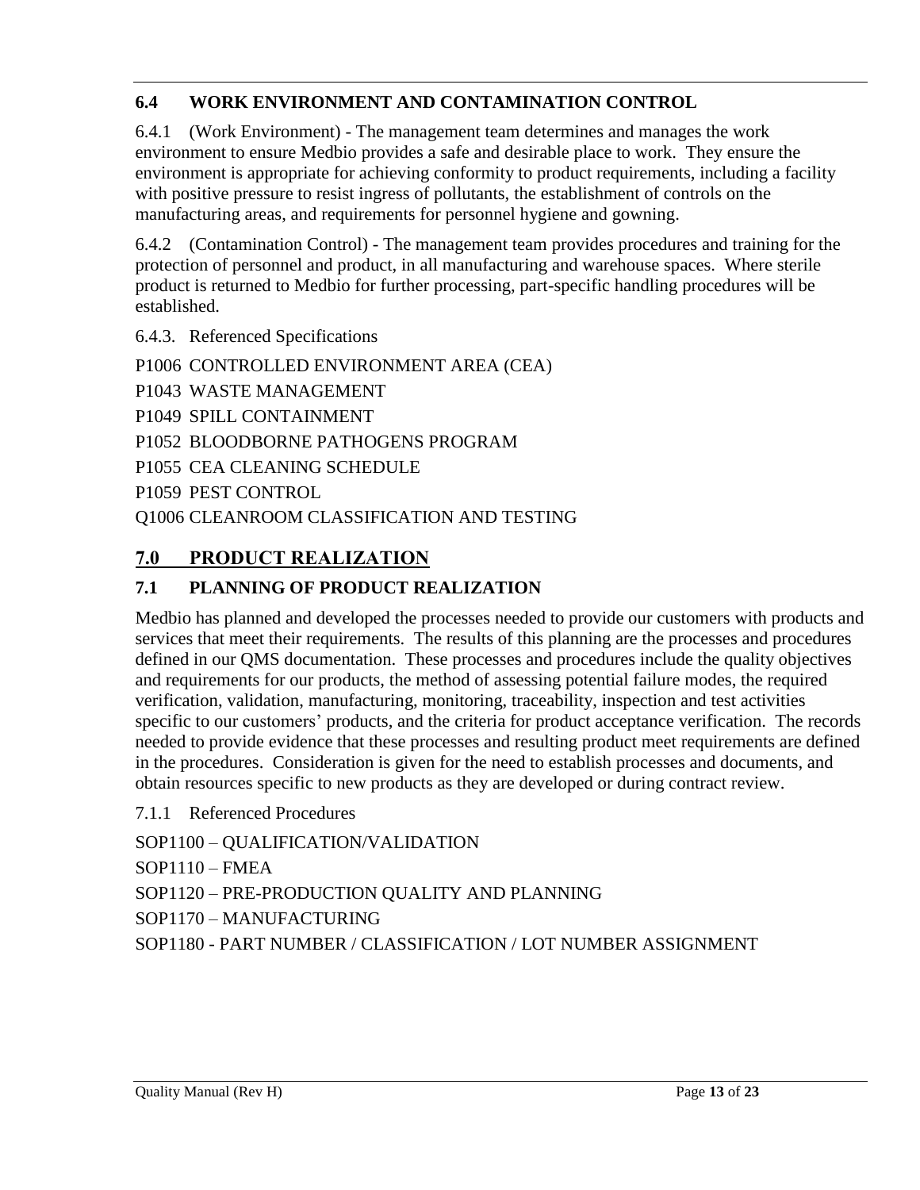### 6.4 WORK ENVIRONMENT AND CONTAMINATION CONTROL

6.4.1 (Work Environment) - The management team determines and manages the work environment to ensure Medbio provides a safe and desirable place to work. They ensure the environment is appropriate for achieving conformity to product requirements, including a facility with positive pressure to resist ingress of pollutants, the establishment of controls on the manufacturing areas, and requirements for personnel hygiene and gowning.

6.4.2 (Contamination Control) - The management team provides procedures and training for the protection of personnel and product, in all manufacturing and warehouse spaces. Where sterile product is returned to Medbio for further processing, part-specific handling procedures will be established.

6.4.3. Referenced Specifications

P1006 CONTROLLED ENVIRONMENT AREA (CEA)

P1043 WASTE MANAGEMENT

P1049 SPILL CONTAINMENT

P1052 BLOODBORNE PATHOGENS PROGRAM

P1055 CEA CLEANING SCHEDULE

P1059 PEST CONTROL

Q1006 CLEANROOM CLASSIFICATION AND TESTING

## 7.0 PRODUCT REALIZATION

### 7.1 PLANNING OF PRODUCT REALIZATION

Medbio has planned and developed the processes needed to provide our customers with products and services that meet their requirements. The results of this planning are the processes and procedures defined in our QMS documentation. These processes and procedures include the quality objectives and requirements for our products, the method of assessing potential failure modes, the required verification, validation, manufacturing, monitoring, traceability, inspection and test activities specific to our customers' products, and the criteria for product acceptance verification. The records needed to provide evidence that these processes and resulting product meet requirements are defined in the procedures. Consideration is given for the need to establish processes and documents, and obtain resources specific to new products as they are developed or during contract review.

7.1.1 Referenced Procedures

SOP1100 – QUALIFICATION/VALIDATION

SOP1110 – FMEA

SOP1120 – PRE-PRODUCTION QUALITY AND PLANNING

SOP1170 – MANUFACTURING

SOP1180 - PART NUMBER / CLASSIFICATION / LOT NUMBER ASSIGNMENT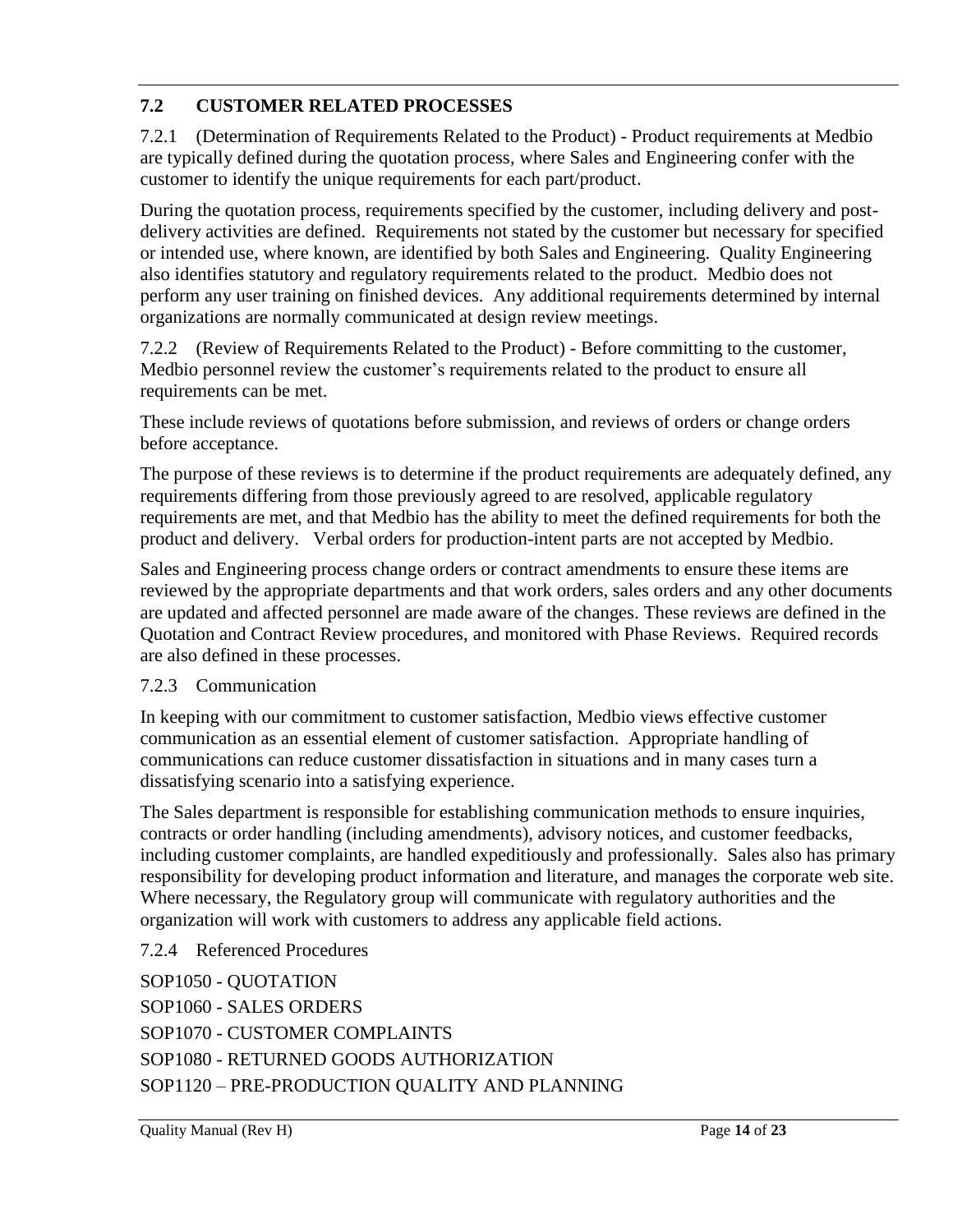## 7.2 CUSTOMER RELATED PROCESSES

7.2.1 (Determination of Requirements Related to the Product) - Product requirements at Medbio are typically defined during the quotation process, where Sales and Engineering confer with the customer to identify the unique requirements for each part/product.

During the quotation process, requirements specified by the customer, including delivery and post-delivery activities are defined. Requirements not stated by the customer but necessary for specified or intended use, where known, are identified by both Sales and Engineering. Quality Engineering also identifies statutory and regulatory requirements related to the product. Medbio does not perform any user training on finished devices. Any additional requirements determined by internal organizations are normally communicated at design review meetings.

7.2.2 (Review of Requirements Related to the Product) - Before committing to the customer, Medbio personnel review the customer's requirements related to the product to ensure all requirements can be met.

These include reviews of quotations before submission, and reviews of orders or change orders before acceptance.

The purpose of these reviews is to determine if the product requirements are adequately defined, any requirements differing from those previously agreed to are resolved, applicable regulatory requirements are met, and that Medbio has the ability to meet the defined requirements for both the product and delivery. Verbal orders for production-intent parts are not accepted by Medbio.

Sales and Engineering process change orders or contract amendments to ensure these items are reviewed by the appropriate departments and that work orders, sales orders and any other documents are updated and affected personnel are made aware of the changes. These reviews are defined in the Quotation and Contract Review procedures, and monitored with Phase Reviews. Required records are also defined in these processes.

7.2.3 Communication

In keeping with our commitment to customer satisfaction, Medbio views effective customer communication as an essential element of customer satisfaction. Appropriate handling of communications can reduce customer dissatisfaction in situations and in many cases turn a dissatisfying scenario into a satisfying experience.

The Sales department is responsible for establishing communication methods to ensure inquiries, contracts or order handling (including amendments), advisory notices, and customer feedbacks, including customer complaints, are handled expeditiously and professionally. Sales also has primary responsibility for developing product information and literature, and manages the corporate web site. Where necessary, the Regulatory group will communicate with regulatory authorities and the organization will work with customers to address any applicable field actions.

7.2.4 Referenced Procedures

SOP1050 - QUOTATION

SOP1060 - SALES ORDERS

SOP1070 - CUSTOMER COMPLAINTS

SOP1080 - RETURNED GOODS AUTHORIZATION

SOP1120 – PRE-PRODUCTION QUALITY AND PLANNING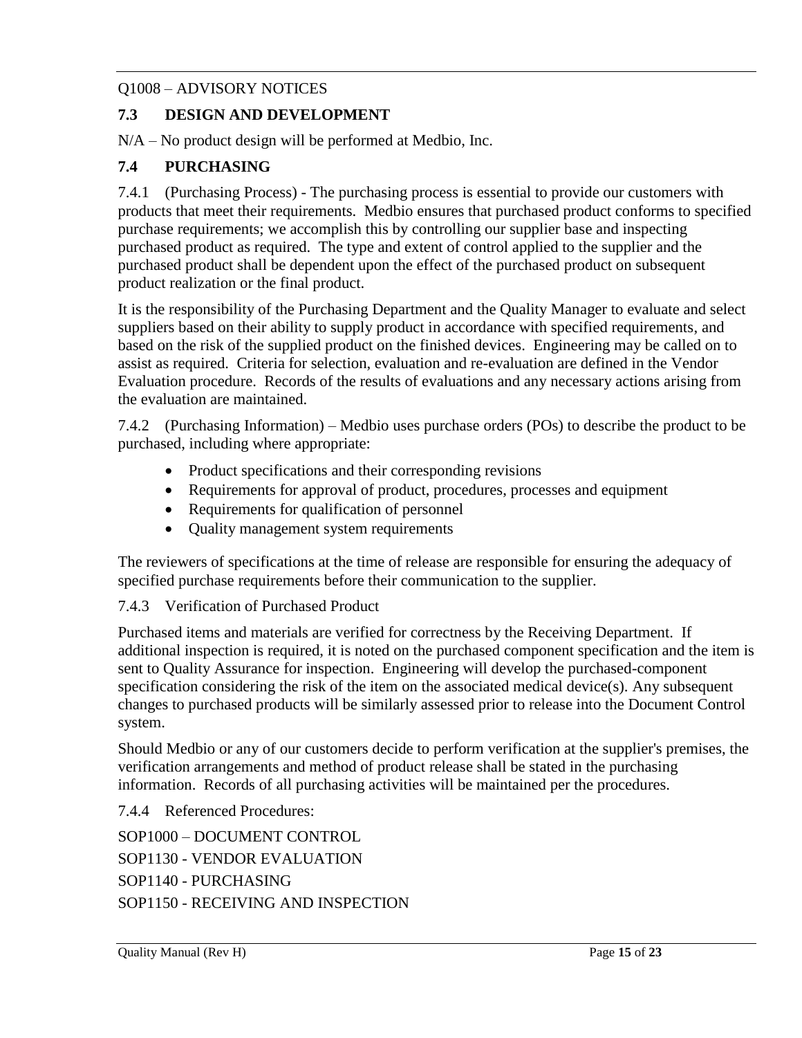Q1008 – ADVISORY NOTICES

## 7.3 DESIGN AND DEVELOPMENT

N/A – No product design will be performed at Medbio, Inc.

## 7.4 PURCHASING

7.4.1 (Purchasing Process) - The purchasing process is essential to provide our customers with products that meet their requirements. Medbio ensures that purchased product conforms to specified purchase requirements; we accomplish this by controlling our supplier base and inspecting purchased product as required. The type and extent of control applied to the supplier and the purchased product shall be dependent upon the effect of the purchased product on subsequent product realization or the final product.

It is the responsibility of the Purchasing Department and the Quality Manager to evaluate and select suppliers based on their ability to supply product in accordance with specified requirements, and based on the risk of the supplied product on the finished devices. Engineering may be called on to assist as required. Criteria for selection, evaluation and re-evaluation are defined in the Vendor Evaluation procedure. Records of the results of evaluations and any necessary actions arising from the evaluation are maintained.

7.4.2 (Purchasing Information) – Medbio uses purchase orders (POs) to describe the product to be purchased, including where appropriate:

- Product specifications and their corresponding revisions
- Requirements for approval of product, procedures, processes and equipment
- Requirements for qualification of personnel
- Quality management system requirements

The reviewers of specifications at the time of release are responsible for ensuring the adequacy of specified purchase requirements before their communication to the supplier.

7.4.3 Verification of Purchased Product

Purchased items and materials are verified for correctness by the Receiving Department. If additional inspection is required, it is noted on the purchased component specification and the item is sent to Quality Assurance for inspection. Engineering will develop the purchased-component specification considering the risk of the item on the associated medical device(s). Any subsequent changes to purchased products will be similarly assessed prior to release into the Document Control system.

Should Medbio or any of our customers decide to perform verification at the supplier's premises, the verification arrangements and method of product release shall be stated in the purchasing information. Records of all purchasing activities will be maintained per the procedures.

7.4.4 Referenced Procedures:

SOP1000 – DOCUMENT CONTROL

SOP1130 - VENDOR EVALUATION

SOP1140 - PURCHASING

SOP1150 - RECEIVING AND INSPECTION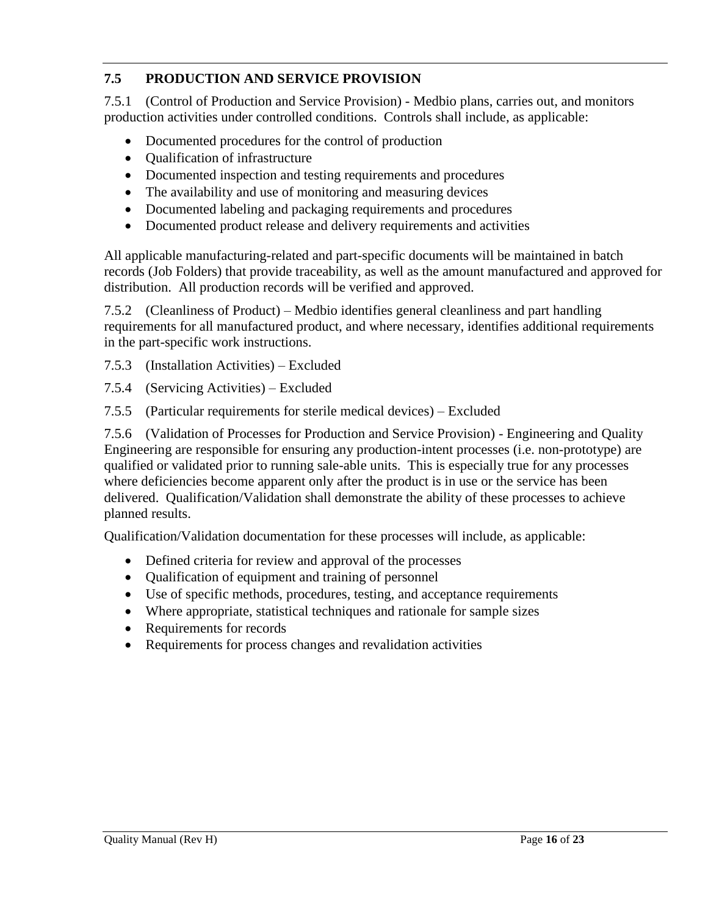## 7.5 PRODUCTION AND SERVICE PROVISION

7.5.1 (Control of Production and Service Provision) - Medbio plans, carries out, and monitors production activities under controlled conditions. Controls shall include, as applicable:

- Documented procedures for the control of production
- Qualification of infrastructure
- Documented inspection and testing requirements and procedures
- The availability and use of monitoring and measuring devices
- Documented labeling and packaging requirements and procedures
- Documented product release and delivery requirements and activities

All applicable manufacturing-related and part-specific documents will be maintained in batch records (Job Folders) that provide traceability, as well as the amount manufactured and approved for distribution. All production records will be verified and approved.

7.5.2 (Cleanliness of Product) – Medbio identifies general cleanliness and part handling requirements for all manufactured product, and where necessary, identifies additional requirements in the part-specific work instructions.

7.5.3 (Installation Activities) – Excluded

7.5.4 (Servicing Activities) – Excluded

7.5.5 (Particular requirements for sterile medical devices) – Excluded

7.5.6 (Validation of Processes for Production and Service Provision) - Engineering and Quality Engineering are responsible for ensuring any production-intent processes (i.e. non-prototype) are qualified or validated prior to running sale-able units. This is especially true for any processes where deficiencies become apparent only after the product is in use or the service has been delivered. Qualification/Validation shall demonstrate the ability of these processes to achieve planned results.

Qualification/Validation documentation for these processes will include, as applicable:

- Defined criteria for review and approval of the processes
- Qualification of equipment and training of personnel
- Use of specific methods, procedures, testing, and acceptance requirements
- Where appropriate, statistical techniques and rationale for sample sizes
- Requirements for records
- Requirements for process changes and revalidation activities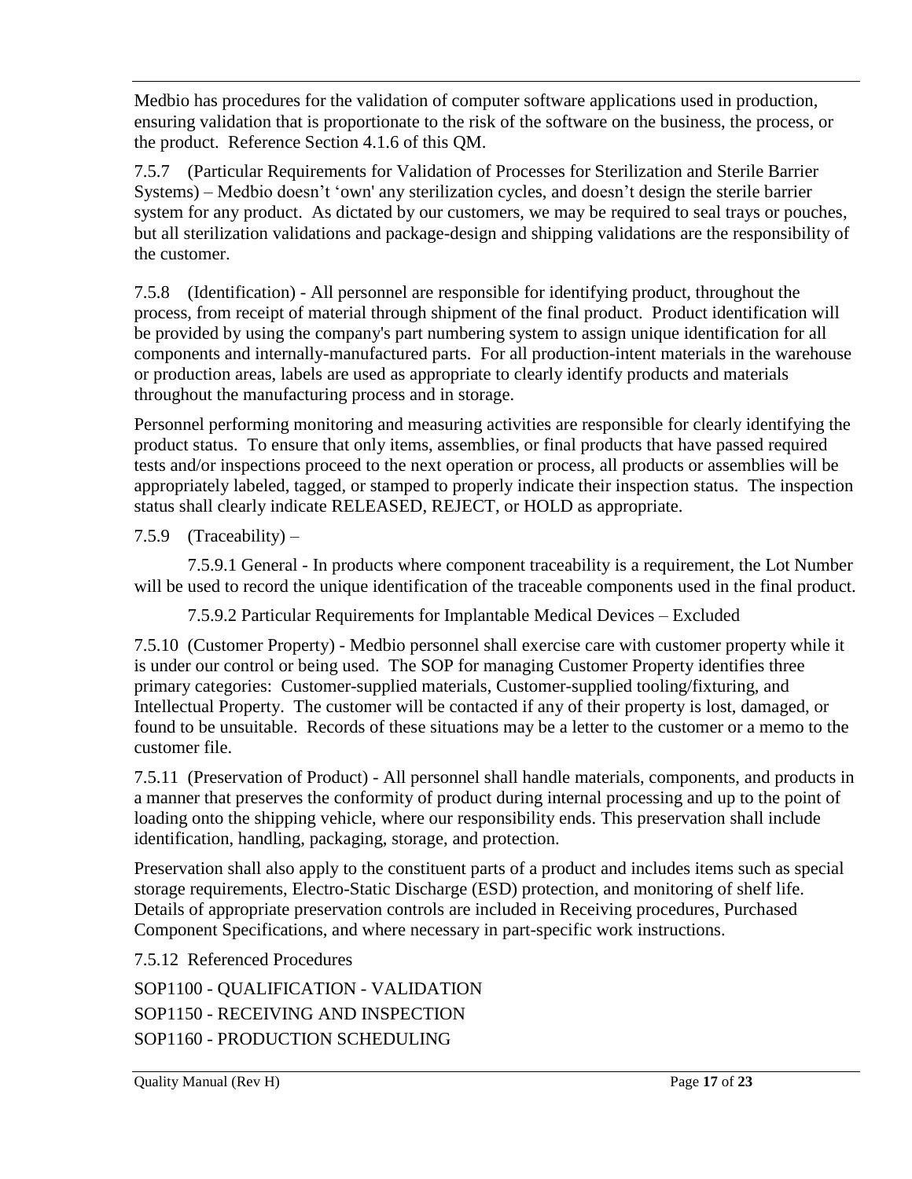Medbio has procedures for the validation of computer software applications used in production, ensuring validation that is proportionate to the risk of the software on the business, the process, or the product. Reference Section 4.1.6 of this QM.

7.5.7 (Particular Requirements for Validation of Processes for Sterilization and Sterile Barrier Systems) – Medbio doesn't 'own' any sterilization cycles, and doesn't design the sterile barrier system for any product. As dictated by our customers, we may be required to seal trays or pouches, but all sterilization validations and package-design and shipping validations are the responsibility of the customer.

7.5.8 (Identification) - All personnel are responsible for identifying product, throughout the process, from receipt of material through shipment of the final product. Product identification will be provided by using the company's part numbering system to assign unique identification for all components and internally-manufactured parts. For all production-intent materials in the warehouse or production areas, labels are used as appropriate to clearly identify products and materials throughout the manufacturing process and in storage.

Personnel performing monitoring and measuring activities are responsible for clearly identifying the product status. To ensure that only items, assemblies, or final products that have passed required tests and/or inspections proceed to the next operation or process, all products or assemblies will be appropriately labeled, tagged, or stamped to properly indicate their inspection status. The inspection status shall clearly indicate RELEASED, REJECT, or HOLD as appropriate.

7.5.9 (Traceability) –

7.5.9.1 General - In products where component traceability is a requirement, the Lot Number will be used to record the unique identification of the traceable components used in the final product.

7.5.9.2 Particular Requirements for Implantable Medical Devices – Excluded

7.5.10 (Customer Property) - Medbio personnel shall exercise care with customer property while it is under our control or being used. The SOP for managing Customer Property identifies three primary categories: Customer-supplied materials, Customer-supplied tooling/fixturing, and Intellectual Property. The customer will be contacted if any of their property is lost, damaged, or found to be unsuitable. Records of these situations may be a letter to the customer or a memo to the customer file.

7.5.11 (Preservation of Product) - All personnel shall handle materials, components, and products in a manner that preserves the conformity of product during internal processing and up to the point of loading onto the shipping vehicle, where our responsibility ends. This preservation shall include identification, handling, packaging, storage, and protection.

Preservation shall also apply to the constituent parts of a product and includes items such as special storage requirements, Electro-Static Discharge (ESD) protection, and monitoring of shelf life. Details of appropriate preservation controls are included in Receiving procedures, Purchased Component Specifications, and where necessary in part-specific work instructions.

7.5.12 Referenced Procedures

SOP1100 - QUALIFICATION - VALIDATION
SOP1150 - RECEIVING AND INSPECTION
SOP1160 - PRODUCTION SCHEDULING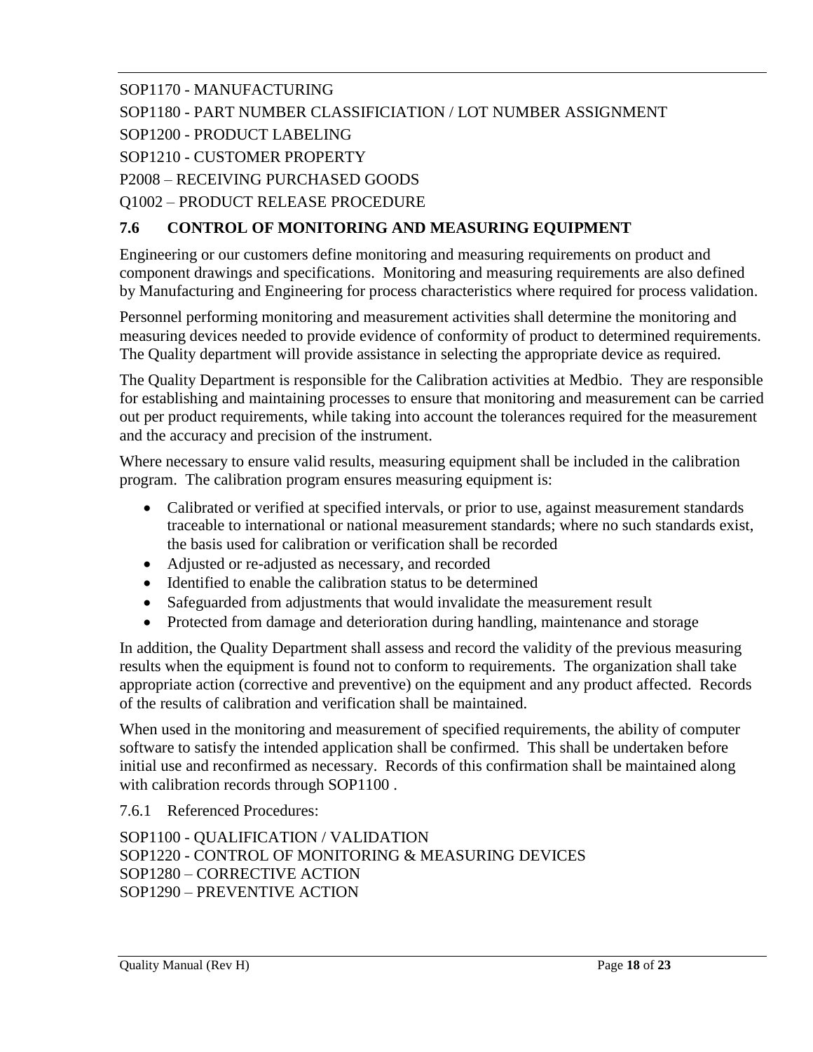SOP1170 - MANUFACTURING

SOP1180 - PART NUMBER CLASSIFICIATION / LOT NUMBER ASSIGNMENT

SOP1200 - PRODUCT LABELING

SOP1210 - CUSTOMER PROPERTY

P2008 – RECEIVING PURCHASED GOODS

Q1002 – PRODUCT RELEASE PROCEDURE

## 7.6 CONTROL OF MONITORING AND MEASURING EQUIPMENT

Engineering or our customers define monitoring and measuring requirements on product and component drawings and specifications. Monitoring and measuring requirements are also defined by Manufacturing and Engineering for process characteristics where required for process validation.

Personnel performing monitoring and measurement activities shall determine the monitoring and measuring devices needed to provide evidence of conformity of product to determined requirements. The Quality department will provide assistance in selecting the appropriate device as required.

The Quality Department is responsible for the Calibration activities at Medbio. They are responsible for establishing and maintaining processes to ensure that monitoring and measurement can be carried out per product requirements, while taking into account the tolerances required for the measurement and the accuracy and precision of the instrument.

Where necessary to ensure valid results, measuring equipment shall be included in the calibration program. The calibration program ensures measuring equipment is:

- Calibrated or verified at specified intervals, or prior to use, against measurement standards traceable to international or national measurement standards; where no such standards exist, the basis used for calibration or verification shall be recorded
- Adjusted or re-adjusted as necessary, and recorded
- Identified to enable the calibration status to be determined
- Safeguarded from adjustments that would invalidate the measurement result
- Protected from damage and deterioration during handling, maintenance and storage

In addition, the Quality Department shall assess and record the validity of the previous measuring results when the equipment is found not to conform to requirements. The organization shall take appropriate action (corrective and preventive) on the equipment and any product affected. Records of the results of calibration and verification shall be maintained.

When used in the monitoring and measurement of specified requirements, the ability of computer software to satisfy the intended application shall be confirmed. This shall be undertaken before initial use and reconfirmed as necessary. Records of this confirmation shall be maintained along with calibration records through SOP1100 .

7.6.1 Referenced Procedures:

SOP1100 - QUALIFICATION / VALIDATION
SOP1220 - CONTROL OF MONITORING & MEASURING DEVICES
SOP1280 – CORRECTIVE ACTION
SOP1290 – PREVENTIVE ACTION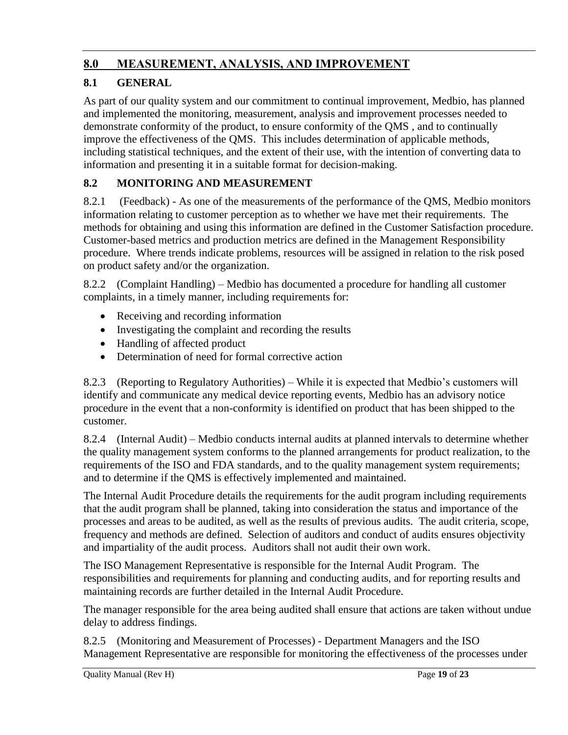# 8.0 MEASUREMENT, ANALYSIS, AND IMPROVEMENT

## 8.1 GENERAL

As part of our quality system and our commitment to continual improvement, Medbio, has planned and implemented the monitoring, measurement, analysis and improvement processes needed to demonstrate conformity of the product, to ensure conformity of the QMS , and to continually improve the effectiveness of the QMS. This includes determination of applicable methods, including statistical techniques, and the extent of their use, with the intention of converting data to information and presenting it in a suitable format for decision-making.

## 8.2 MONITORING AND MEASUREMENT

8.2.1 (Feedback) - As one of the measurements of the performance of the QMS, Medbio monitors information relating to customer perception as to whether we have met their requirements. The methods for obtaining and using this information are defined in the Customer Satisfaction procedure. Customer-based metrics and production metrics are defined in the Management Responsibility procedure. Where trends indicate problems, resources will be assigned in relation to the risk posed on product safety and/or the organization.

8.2.2 (Complaint Handling) – Medbio has documented a procedure for handling all customer complaints, in a timely manner, including requirements for:

- Receiving and recording information
- Investigating the complaint and recording the results
- Handling of affected product
- Determination of need for formal corrective action

8.2.3 (Reporting to Regulatory Authorities) – While it is expected that Medbio's customers will identify and communicate any medical device reporting events, Medbio has an advisory notice procedure in the event that a non-conformity is identified on product that has been shipped to the customer.

8.2.4 (Internal Audit) – Medbio conducts internal audits at planned intervals to determine whether the quality management system conforms to the planned arrangements for product realization, to the requirements of the ISO and FDA standards, and to the quality management system requirements; and to determine if the QMS is effectively implemented and maintained.

The Internal Audit Procedure details the requirements for the audit program including requirements that the audit program shall be planned, taking into consideration the status and importance of the processes and areas to be audited, as well as the results of previous audits. The audit criteria, scope, frequency and methods are defined. Selection of auditors and conduct of audits ensures objectivity and impartiality of the audit process. Auditors shall not audit their own work.

The ISO Management Representative is responsible for the Internal Audit Program. The responsibilities and requirements for planning and conducting audits, and for reporting results and maintaining records are further detailed in the Internal Audit Procedure.

The manager responsible for the area being audited shall ensure that actions are taken without undue delay to address findings.

8.2.5 (Monitoring and Measurement of Processes) - Department Managers and the ISO Management Representative are responsible for monitoring the effectiveness of the processes under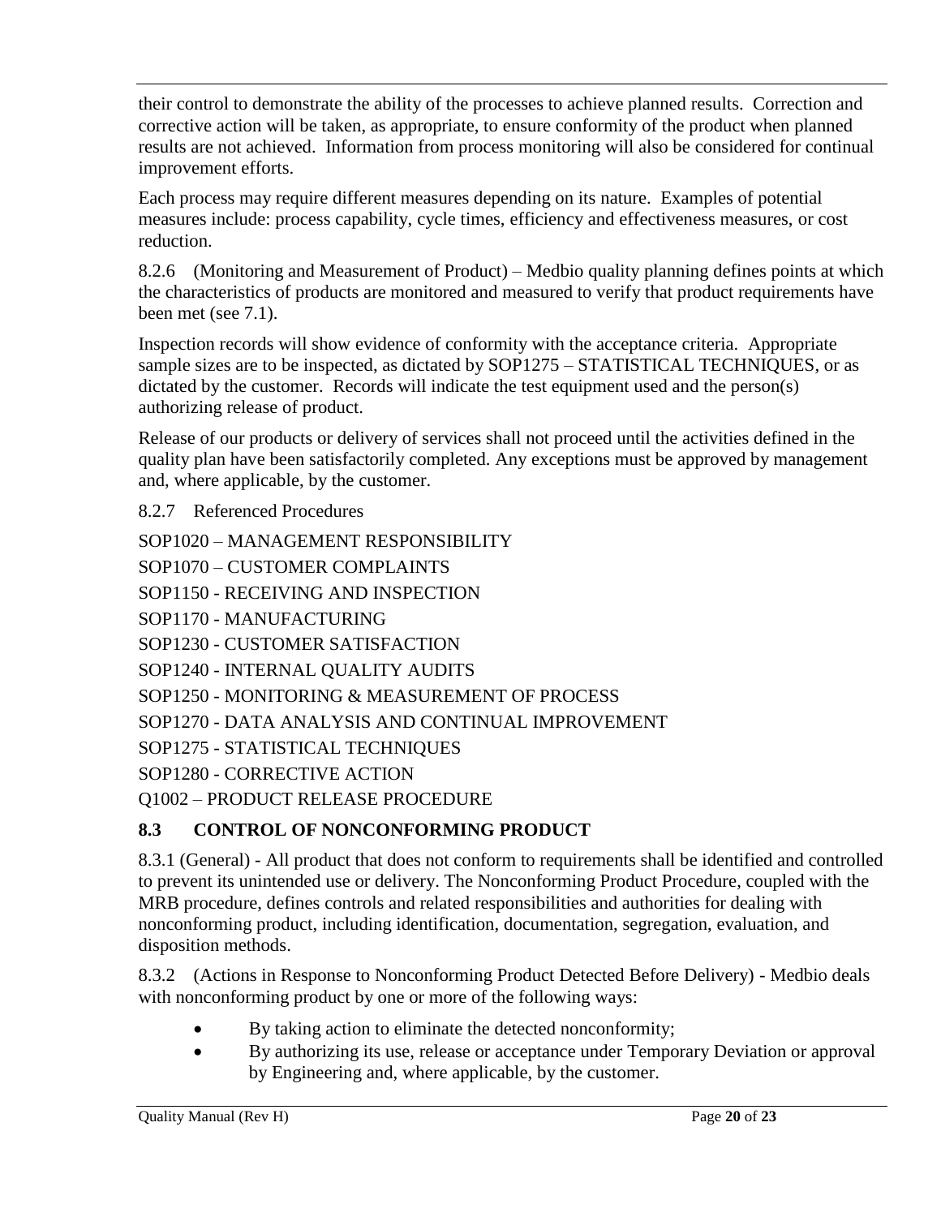their control to demonstrate the ability of the processes to achieve planned results. Correction and corrective action will be taken, as appropriate, to ensure conformity of the product when planned results are not achieved. Information from process monitoring will also be considered for continual improvement efforts.

Each process may require different measures depending on its nature. Examples of potential measures include: process capability, cycle times, efficiency and effectiveness measures, or cost reduction.

8.2.6 (Monitoring and Measurement of Product) – Medbio quality planning defines points at which the characteristics of products are monitored and measured to verify that product requirements have been met (see 7.1).

Inspection records will show evidence of conformity with the acceptance criteria. Appropriate sample sizes are to be inspected, as dictated by SOP1275 – STATISTICAL TECHNIQUES, or as dictated by the customer. Records will indicate the test equipment used and the person(s) authorizing release of product.

Release of our products or delivery of services shall not proceed until the activities defined in the quality plan have been satisfactorily completed. Any exceptions must be approved by management and, where applicable, by the customer.

8.2.7 Referenced Procedures

SOP1020 – MANAGEMENT RESPONSIBILITY

SOP1070 – CUSTOMER COMPLAINTS

SOP1150 - RECEIVING AND INSPECTION

SOP1170 - MANUFACTURING

SOP1230 - CUSTOMER SATISFACTION

SOP1240 - INTERNAL QUALITY AUDITS

SOP1250 - MONITORING & MEASUREMENT OF PROCESS

SOP1270 - DATA ANALYSIS AND CONTINUAL IMPROVEMENT

SOP1275 - STATISTICAL TECHNIQUES

SOP1280 - CORRECTIVE ACTION

Q1002 – PRODUCT RELEASE PROCEDURE

## 8.3 CONTROL OF NONCONFORMING PRODUCT

8.3.1 (General) - All product that does not conform to requirements shall be identified and controlled to prevent its unintended use or delivery. The Nonconforming Product Procedure, coupled with the MRB procedure, defines controls and related responsibilities and authorities for dealing with nonconforming product, including identification, documentation, segregation, evaluation, and disposition methods.

8.3.2 (Actions in Response to Nonconforming Product Detected Before Delivery) - Medbio deals with nonconforming product by one or more of the following ways:

- By taking action to eliminate the detected nonconformity;
- By authorizing its use, release or acceptance under Temporary Deviation or approval by Engineering and, where applicable, by the customer.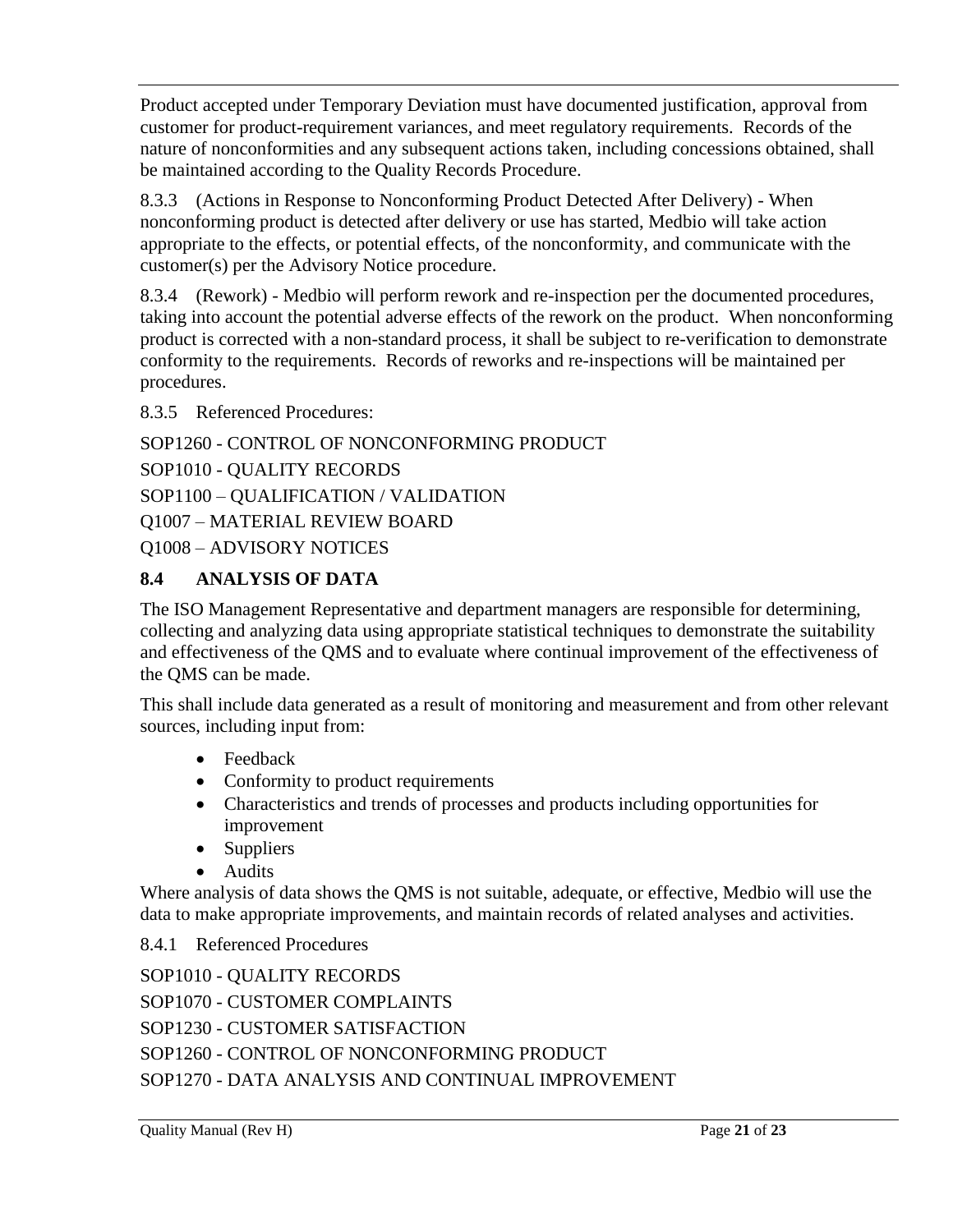Product accepted under Temporary Deviation must have documented justification, approval from customer for product-requirement variances, and meet regulatory requirements. Records of the nature of nonconformities and any subsequent actions taken, including concessions obtained, shall be maintained according to the Quality Records Procedure.

8.3.3 (Actions in Response to Nonconforming Product Detected After Delivery) - When nonconforming product is detected after delivery or use has started, Medbio will take action appropriate to the effects, or potential effects, of the nonconformity, and communicate with the customer(s) per the Advisory Notice procedure.

8.3.4 (Rework) - Medbio will perform rework and re-inspection per the documented procedures, taking into account the potential adverse effects of the rework on the product. When nonconforming product is corrected with a non-standard process, it shall be subject to re-verification to demonstrate conformity to the requirements. Records of reworks and re-inspections will be maintained per procedures.

8.3.5 Referenced Procedures:

SOP1260 - CONTROL OF NONCONFORMING PRODUCT

SOP1010 - QUALITY RECORDS

SOP1100 – QUALIFICATION / VALIDATION

Q1007 – MATERIAL REVIEW BOARD

Q1008 – ADVISORY NOTICES

## 8.4 ANALYSIS OF DATA

The ISO Management Representative and department managers are responsible for determining, collecting and analyzing data using appropriate statistical techniques to demonstrate the suitability and effectiveness of the QMS and to evaluate where continual improvement of the effectiveness of the QMS can be made.

This shall include data generated as a result of monitoring and measurement and from other relevant sources, including input from:

- Feedback
- Conformity to product requirements
- Characteristics and trends of processes and products including opportunities for improvement
- Suppliers
- Audits

Where analysis of data shows the QMS is not suitable, adequate, or effective, Medbio will use the data to make appropriate improvements, and maintain records of related analyses and activities.

8.4.1 Referenced Procedures

SOP1010 - QUALITY RECORDS

SOP1070 - CUSTOMER COMPLAINTS

SOP1230 - CUSTOMER SATISFACTION

SOP1260 - CONTROL OF NONCONFORMING PRODUCT

SOP1270 - DATA ANALYSIS AND CONTINUAL IMPROVEMENT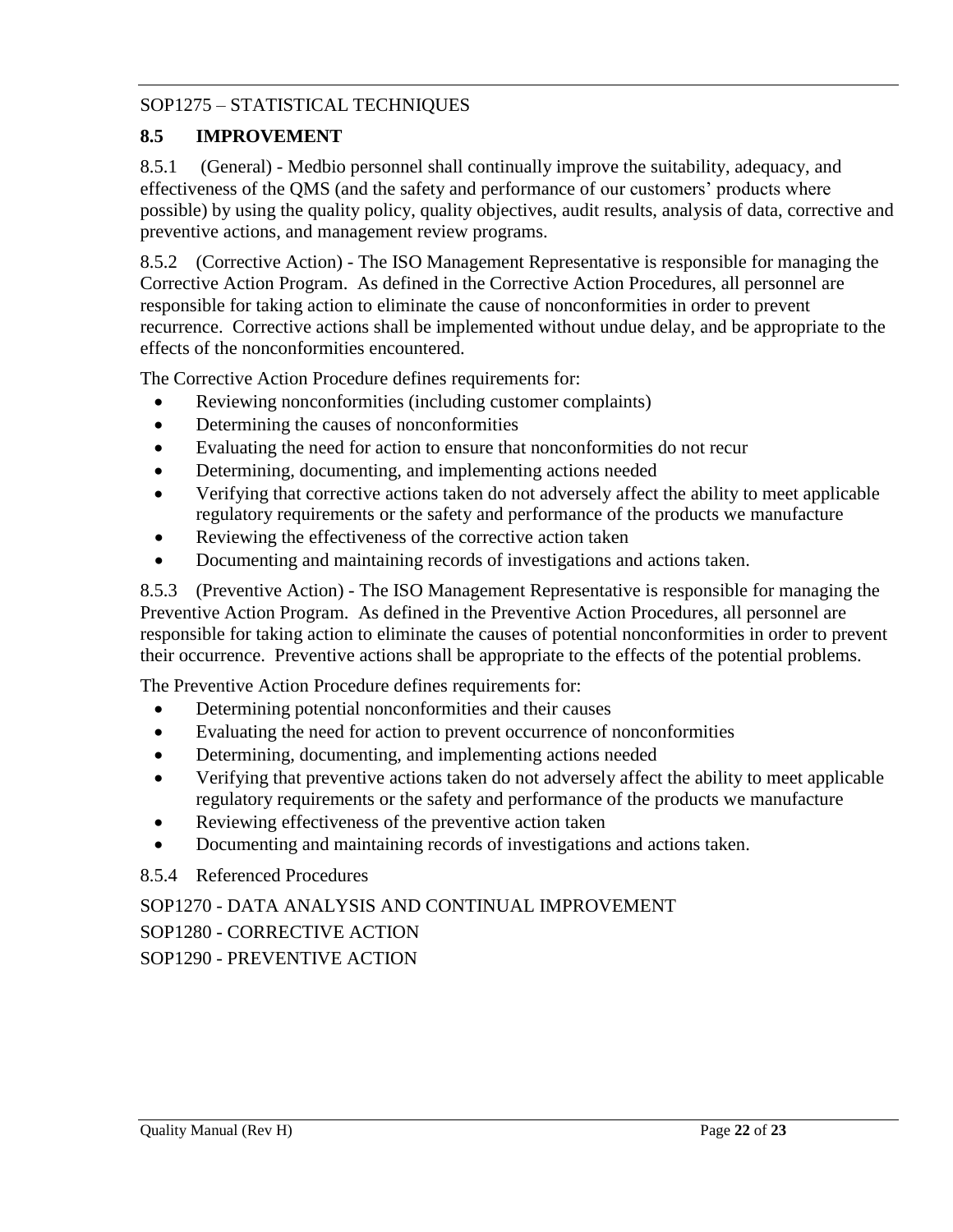SOP1275 – STATISTICAL TECHNIQUES

## 8.5 IMPROVEMENT

8.5.1 (General) - Medbio personnel shall continually improve the suitability, adequacy, and effectiveness of the QMS (and the safety and performance of our customers' products where possible) by using the quality policy, quality objectives, audit results, analysis of data, corrective and preventive actions, and management review programs.

8.5.2 (Corrective Action) - The ISO Management Representative is responsible for managing the Corrective Action Program. As defined in the Corrective Action Procedures, all personnel are responsible for taking action to eliminate the cause of nonconformities in order to prevent recurrence. Corrective actions shall be implemented without undue delay, and be appropriate to the effects of the nonconformities encountered.

The Corrective Action Procedure defines requirements for:

- Reviewing nonconformities (including customer complaints)
- Determining the causes of nonconformities
- Evaluating the need for action to ensure that nonconformities do not recur
- Determining, documenting, and implementing actions needed
- Verifying that corrective actions taken do not adversely affect the ability to meet applicable regulatory requirements or the safety and performance of the products we manufacture
- Reviewing the effectiveness of the corrective action taken
- Documenting and maintaining records of investigations and actions taken.

8.5.3 (Preventive Action) - The ISO Management Representative is responsible for managing the Preventive Action Program. As defined in the Preventive Action Procedures, all personnel are responsible for taking action to eliminate the causes of potential nonconformities in order to prevent their occurrence. Preventive actions shall be appropriate to the effects of the potential problems.

The Preventive Action Procedure defines requirements for:

- Determining potential nonconformities and their causes
- Evaluating the need for action to prevent occurrence of nonconformities
- Determining, documenting, and implementing actions needed
- Verifying that preventive actions taken do not adversely affect the ability to meet applicable regulatory requirements or the safety and performance of the products we manufacture
- Reviewing effectiveness of the preventive action taken
- Documenting and maintaining records of investigations and actions taken.

8.5.4 Referenced Procedures

SOP1270 - DATA ANALYSIS AND CONTINUAL IMPROVEMENT

SOP1280 - CORRECTIVE ACTION

SOP1290 - PREVENTIVE ACTION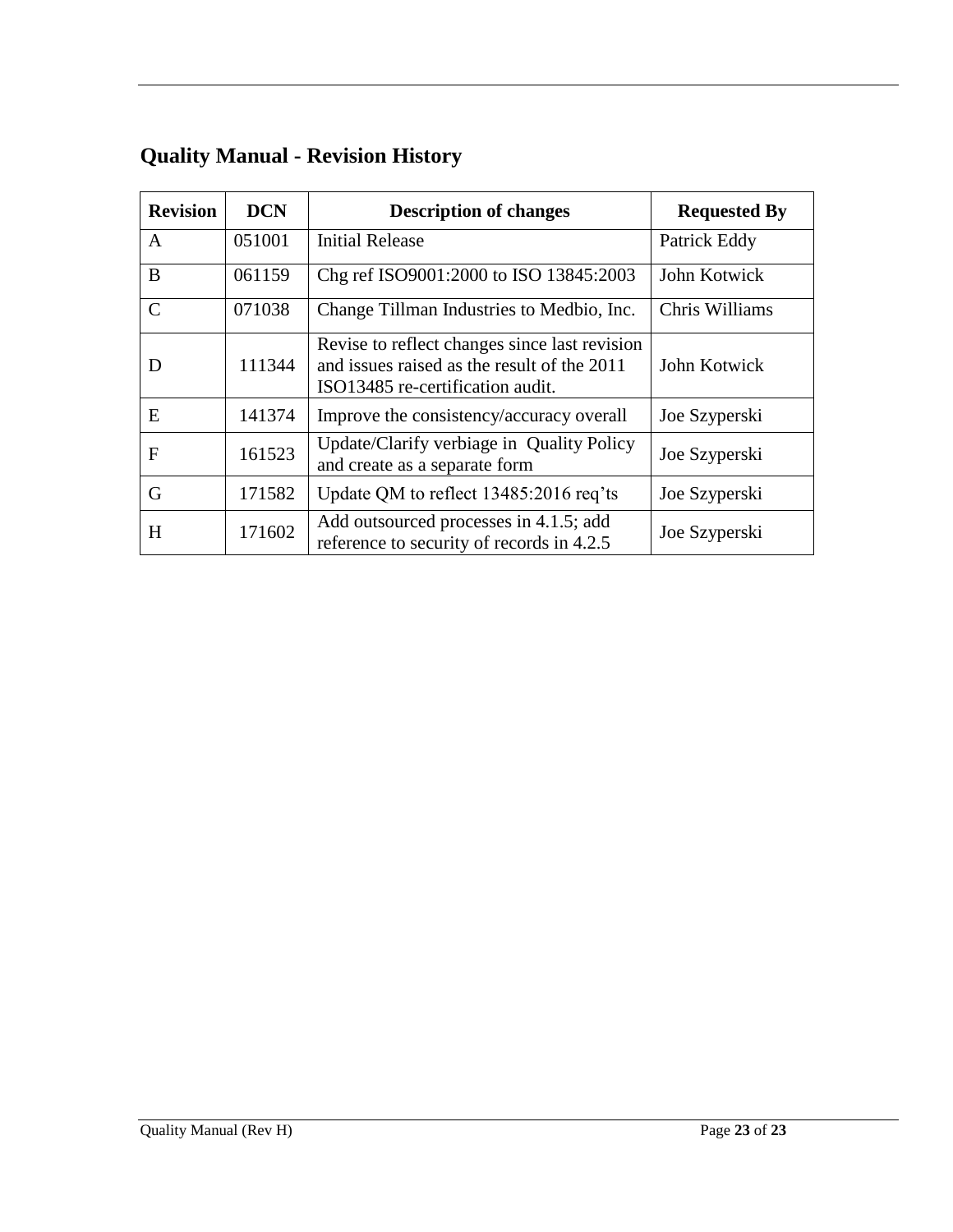## Quality Manual - Revision History

| Revision | DCN | Description of changes | Requested By |
|---|---|---|---|
| A | 051001 | Initial Release | Patrick Eddy |
| B | 061159 | Chg ref ISO9001:2000 to ISO 13845:2003 | John Kotwick |
| C | 071038 | Change Tillman Industries to Medbio, Inc. | Chris Williams |
| D | 111344 | Revise to reflect changes since last revision and issues raised as the result of the 2011 ISO13485 re-certification audit. | John Kotwick |
| E | 141374 | Improve the consistency/accuracy overall | Joe Szyperski |
| F | 161523 | Update/Clarify verbiage in Quality Policy and create as a separate form | Joe Szyperski |
| G | 171582 | Update QM to reflect 13485:2016 req'ts | Joe Szyperski |
| H | 171602 | Add outsourced processes in 4.1.5; add reference to security of records in 4.2.5 | Joe Szyperski |